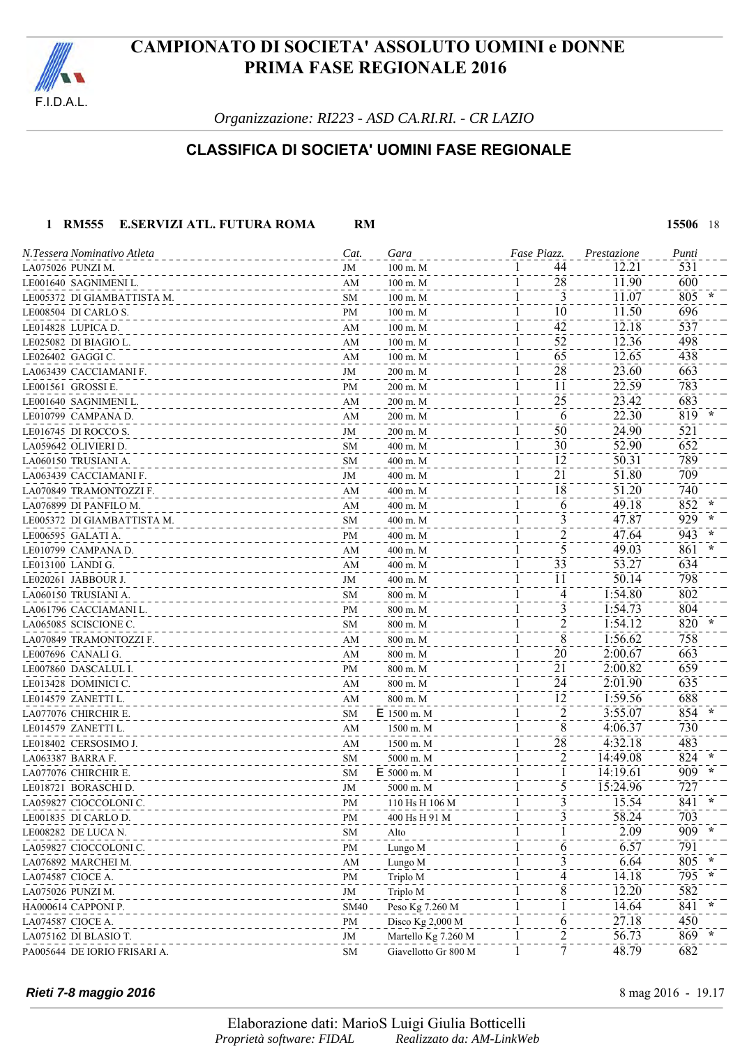# CAMPIONATO DI SOCIETA' ASSOLUTO UOMINI e DONNE
# PRIMA FASE REGIONALE 2016

F.I.D.A.L.

*Organizzazione: RI223 - ASD CA.RI.RI. - CR LAZIO*

## CLASSIFICA DI SOCIETA' UOMINI FASE REGIONALE

**1 RM555 E.SERVIZI ATL. FUTURA ROMA RM** **15506** 18

| N.Tessera | Nominativo Atleta | Cat. | Gara | Fase | Piazz. | Prestazione | Punti | |
|---|---|---|---|---|---|---|---|---|
| LA075026 | PUNZI M. | JM | 100 m. M | 1 | 44 | 12.21 | 531 | |
| LE001640 | SAGNIMENI L. | AM | 100 m. M | 1 | 28 | 11.90 | 600 | |
| LE005372 | DI GIAMBATTISTA M. | SM | 100 m. M | 1 | 3 | 11.07 | 805 | * |
| LE008504 | DI CARLO S. | PM | 100 m. M | 1 | 10 | 11.50 | 696 | |
| LE014828 | LUPICA D. | AM | 100 m. M | 1 | 42 | 12.18 | 537 | |
| LE025082 | DI BIAGIO L. | AM | 100 m. M | 1 | 52 | 12.36 | 498 | |
| LE026402 | GAGGI C. | AM | 100 m. M | 1 | 65 | 12.65 | 438 | |
| LA063439 | CACCIAMANI F. | JM | 200 m. M | 1 | 28 | 23.60 | 663 | |
| LE001561 | GROSSI E. | PM | 200 m. M | 1 | 11 | 22.59 | 783 | |
| LE001640 | SAGNIMENI L. | AM | 200 m. M | 1 | 25 | 23.42 | 683 | |
| LE010799 | CAMPANA D. | AM | 200 m. M | 1 | 6 | 22.30 | 819 | * |
| LE016745 | DI ROCCO S. | JM | 200 m. M | 1 | 50 | 24.90 | 521 | |
| LA059642 | OLIVIERI D. | SM | 400 m. M | 1 | 30 | 52.90 | 652 | |
| LA060150 | TRUSIANI A. | SM | 400 m. M | 1 | 12 | 50.31 | 789 | |
| LA063439 | CACCIAMANI F. | JM | 400 m. M | 1 | 21 | 51.80 | 709 | |
| LA070849 | TRAMONTOZZI F. | AM | 400 m. M | 1 | 18 | 51.20 | 740 | |
| LA076899 | DI PANFILO M. | AM | 400 m. M | 1 | 6 | 49.18 | 852 | * |
| LE005372 | DI GIAMBATTISTA M. | SM | 400 m. M | 1 | 3 | 47.87 | 929 | * |
| LE006595 | GALATI A. | PM | 400 m. M | 1 | 2 | 47.64 | 943 | * |
| LE010799 | CAMPANA D. | AM | 400 m. M | 1 | 5 | 49.03 | 861 | * |
| LE013100 | LANDI G. | AM | 400 m. M | 1 | 33 | 53.27 | 634 | |
| LE020261 | JABBOUR J. | JM | 400 m. M | 1 | 11 | 50.14 | 798 | |
| LA060150 | TRUSIANI A. | SM | 800 m. M | 1 | 4 | 1:54.80 | 802 | |
| LA061796 | CACCIAMANI L. | PM | 800 m. M | 1 | 3 | 1:54.73 | 804 | |
| LA065085 | SCISCIONE C. | SM | 800 m. M | 1 | 2 | 1:54.12 | 820 | * |
| LA070849 | TRAMONTOZZI F. | AM | 800 m. M | 1 | 8 | 1:56.62 | 758 | |
| LE007696 | CANALI G. | AM | 800 m. M | 1 | 20 | 2:00.67 | 663 | |
| LE007860 | DASCALUL I. | PM | 800 m. M | 1 | 21 | 2:00.82 | 659 | |
| LE013428 | DOMINICI C. | AM | 800 m. M | 1 | 24 | 2:01.90 | 635 | |
| LE014579 | ZANETTI L. | AM | 800 m. M | 1 | 12 | 1:59.56 | 688 | |
| LA077076 | CHIRCHIR E. | SM | E 1500 m. M | 1 | 2 | 3:55.07 | 854 | * |
| LE014579 | ZANETTI L. | AM | 1500 m. M | 1 | 8 | 4:06.37 | 730 | |
| LE018402 | CERSOSIMO J. | AM | 1500 m. M | 1 | 28 | 4:32.18 | 483 | |
| LA063387 | BARRA F. | SM | 5000 m. M | 1 | 2 | 14:49.08 | 824 | * |
| LA077076 | CHIRCHIR E. | SM | E 5000 m. M | 1 | 1 | 14:19.61 | 909 | * |
| LE018721 | BORASCHI D. | JM | 5000 m. M | 1 | 5 | 15:24.96 | 727 | |
| LA059827 | CIOCCOLONI C. | PM | 110 Hs H 106 M | 1 | 3 | 15.54 | 841 | * |
| LE001835 | DI CARLO D. | PM | 400 Hs H 91 M | 1 | 3 | 58.24 | 703 | |
| LE008282 | DE LUCA N. | SM | Alto | 1 | 1 | 2.09 | 909 | * |
| LA059827 | CIOCCOLONI C. | PM | Lungo M | 1 | 6 | 6.57 | 791 | |
| LA076892 | MARCHEI M. | AM | Lungo M | 1 | 3 | 6.64 | 805 | * |
| LA074587 | CIOCE A. | PM | Triplo M | 1 | 4 | 14.18 | 795 | * |
| LA075026 | PUNZI M. | JM | Triplo M | 1 | 8 | 12.20 | 582 | |
| HA000614 | CAPPONI P. | SM40 | Peso Kg 7.260 M | 1 | 1 | 14.64 | 841 | * |
| LA074587 | CIOCE A. | PM | Disco Kg 2,000 M | 1 | 6 | 27.18 | 450 | |
| LA075162 | DI BLASIO T. | JM | Martello Kg 7.260 M | 1 | 2 | 56.73 | 869 | * |
| PA005644 | DE IORIO FRISARI A. | SM | Giavellotto Gr 800 M | 1 | 7 | 48.79 | 682 | |

***Rieti 7-8 maggio 2016*** 8 mag 2016 - 19.17

Elaborazione dati: MarioS Luigi Giulia Botticelli
*Proprietà software: FIDAL* *Realizzato da: AM-LinkWeb*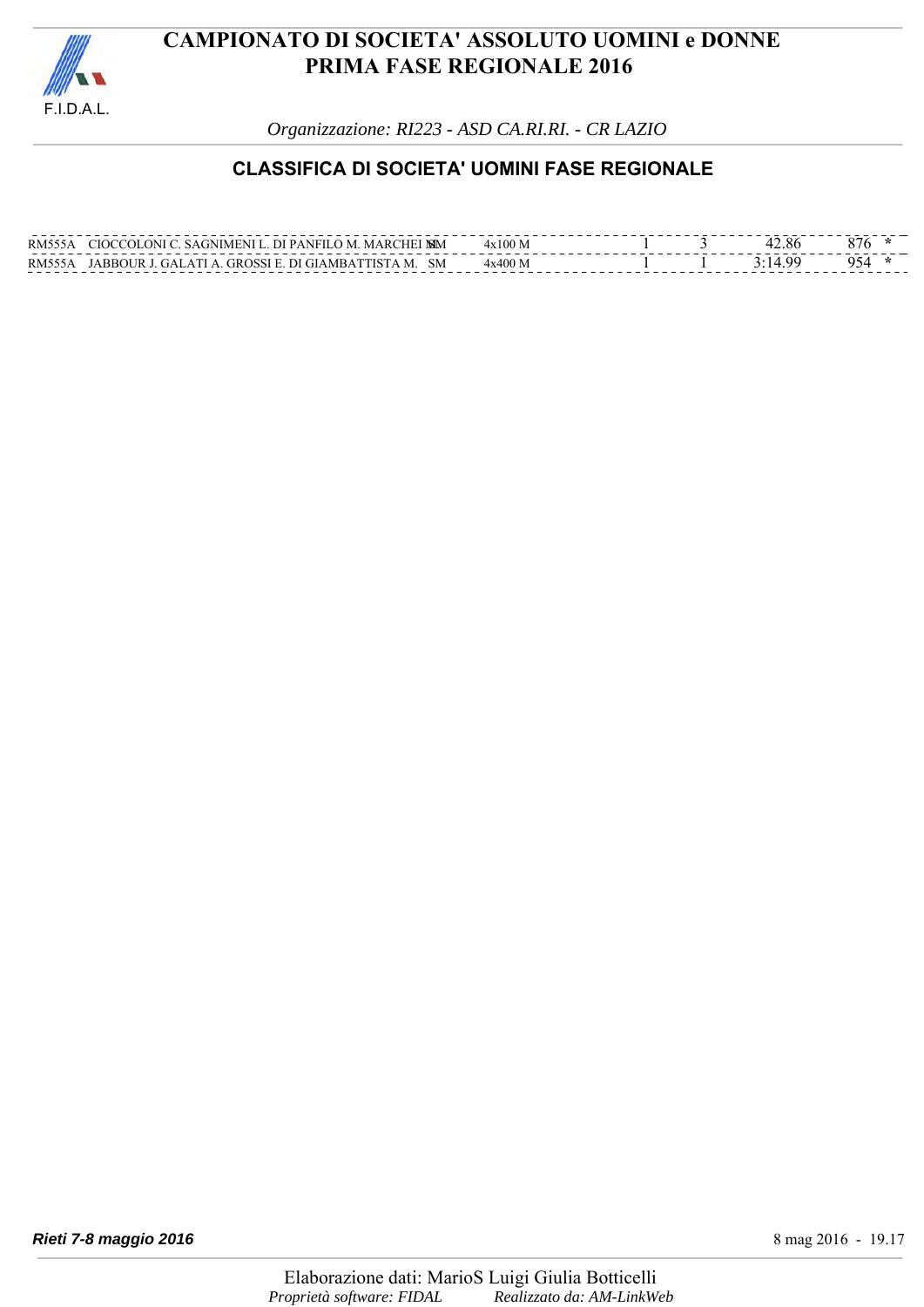# CAMPIONATO DI SOCIETA' ASSOLUTO UOMINI e DONNE
# PRIMA FASE REGIONALE 2016

*Organizzazione: RI223 - ASD CA.RI.RI. - CR LAZIO*

## CLASSIFICA DI SOCIETA' UOMINI FASE REGIONALE

| | | | | | | | | |
|---|---|---|---|---|---|---|---|---|
| RM555A | CIOCCOLONI C. SAGNIMENI L. DI PANFILO M. MARCHEI M. | SM | 4x100 M | 1 | 3 | 42.86 | 876 | * |
| RM555A | JABBOUR J. GALATI A. GROSSI E. DI GIAMBATTISTA M. | SM | 4x400 M | 1 | 1 | 3:14.99 | 954 | * |

***Rieti 7-8 maggio 2016***

8 mag 2016 - 19.17

Elaborazione dati: MarioS Luigi Giulia Botticelli

*Proprietà software: FIDAL* *Realizzato da: AM-LinkWeb*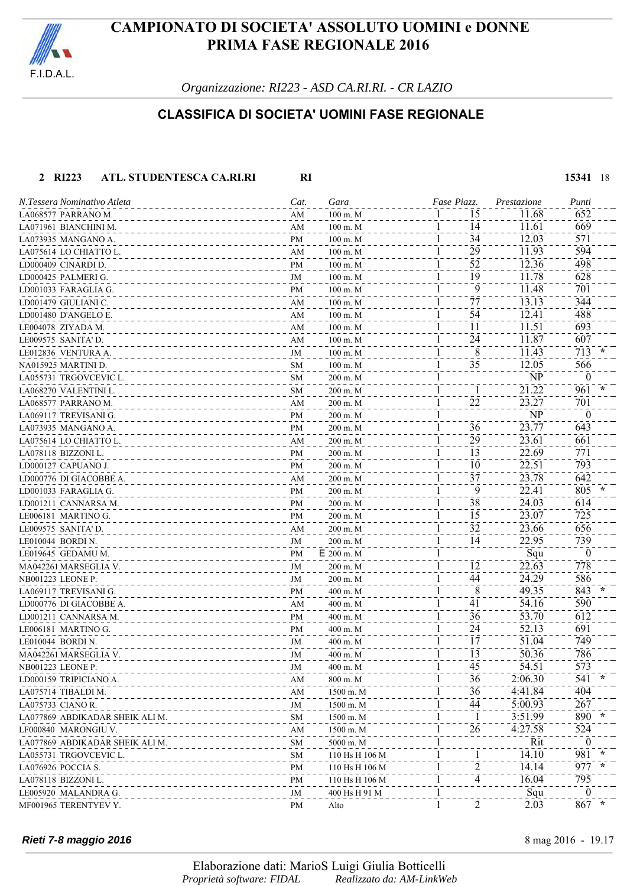# CAMPIONATO DI SOCIETA' ASSOLUTO UOMINI e DONNE
# PRIMA FASE REGIONALE 2016

*Organizzazione: RI223 - ASD CA.RI.RI. - CR LAZIO*

## CLASSIFICA DI SOCIETA' UOMINI FASE REGIONALE

**2 RI223 ATL. STUDENTESCA CA.RI.RI RI 15341** 18

| N.Tessera | Nominativo Atleta | Cat. | Gara | Fase | Piazz. | Prestazione | Punti | |
|---|---|---|---|---|---|---|---|---|
| LA068577 | PARRANO M. | AM | 100 m. M | 1 | 15 | 11.68 | 652 | |
| LA071961 | BIANCHINI M. | AM | 100 m. M | 1 | 14 | 11.61 | 669 | |
| LA073935 | MANGANO A. | PM | 100 m. M | 1 | 34 | 12.03 | 571 | |
| LA075614 | LO CHIATTO L. | AM | 100 m. M | 1 | 29 | 11.93 | 594 | |
| LD000409 | CINARDI D. | PM | 100 m. M | 1 | 52 | 12.36 | 498 | |
| LD000425 | PALMERI G. | JM | 100 m. M | 1 | 19 | 11.78 | 628 | |
| LD001033 | FARAGLIA G. | PM | 100 m. M | 1 | 9 | 11.48 | 701 | |
| LD001479 | GIULIANI C. | AM | 100 m. M | 1 | 77 | 13.13 | 344 | |
| LD001480 | D'ANGELO E. | AM | 100 m. M | 1 | 54 | 12.41 | 488 | |
| LE004078 | ZIYADA M. | AM | 100 m. M | 1 | 11 | 11.51 | 693 | |
| LE009575 | SANITA' D. | AM | 100 m. M | 1 | 24 | 11.87 | 607 | |
| LE012836 | VENTURA A. | JM | 100 m. M | 1 | 8 | 11.43 | 713 | * |
| NA015925 | MARTINI D. | SM | 100 m. M | 1 | 35 | 12.05 | 566 | |
| LA055731 | TRGOVCEVIC L. | SM | 200 m. M | 1 | | NP | 0 | |
| LA068270 | VALENTINI L. | SM | 200 m. M | 1 | 1 | 21.22 | 961 | * |
| LA068577 | PARRANO M. | AM | 200 m. M | 1 | 22 | 23.27 | 701 | |
| LA069117 | TREVISANI G. | PM | 200 m. M | 1 | | NP | 0 | |
| LA073935 | MANGANO A. | PM | 200 m. M | 1 | 36 | 23.77 | 643 | |
| LA075614 | LO CHIATTO L. | AM | 200 m. M | 1 | 29 | 23.61 | 661 | |
| LA078118 | BIZZONI L. | PM | 200 m. M | 1 | 13 | 22.69 | 771 | |
| LD000127 | CAPUANO J. | PM | 200 m. M | 1 | 10 | 22.51 | 793 | |
| LD000776 | DI GIACOBBE A. | AM | 200 m. M | 1 | 37 | 23.78 | 642 | |
| LD001033 | FARAGLIA G. | PM | 200 m. M | 1 | 9 | 22.41 | 805 | * |
| LD001211 | CANNARSA M. | PM | 200 m. M | 1 | 38 | 24.03 | 614 | |
| LE006181 | MARTINO G. | PM | 200 m. M | 1 | 15 | 23.07 | 725 | |
| LE009575 | SANITA' D. | AM | 200 m. M | 1 | 32 | 23.66 | 656 | |
| LE010044 | BORDI N. | JM | 200 m. M | 1 | 14 | 22.95 | 739 | |
| LE019645 | GEDAMU M. | PM | E 200 m. M | 1 | | Squ | 0 | |
| MA042261 | MARSEGLIA V. | JM | 200 m. M | 1 | 12 | 22.63 | 778 | |
| NB001223 | LEONE P. | JM | 200 m. M | 1 | 44 | 24.29 | 586 | |
| LA069117 | TREVISANI G. | PM | 400 m. M | 1 | 8 | 49.35 | 843 | * |
| LD000776 | DI GIACOBBE A. | AM | 400 m. M | 1 | 41 | 54.16 | 590 | |
| LD001211 | CANNARSA M. | PM | 400 m. M | 1 | 36 | 53.70 | 612 | |
| LE006181 | MARTINO G. | PM | 400 m. M | 1 | 24 | 52.13 | 691 | |
| LE010044 | BORDI N. | JM | 400 m. M | 1 | 17 | 51.04 | 749 | |
| MA042261 | MARSEGLIA V. | JM | 400 m. M | 1 | 13 | 50.36 | 786 | |
| NB001223 | LEONE P. | JM | 400 m. M | 1 | 45 | 54.51 | 573 | |
| LD000159 | TRIPICIANO A. | AM | 800 m. M | 1 | 36 | 2:06.30 | 541 | * |
| LA075714 | TIBALDI M. | AM | 1500 m. M | 1 | 36 | 4:41.84 | 404 | |
| LA075733 | CIANO R. | JM | 1500 m. M | 1 | 44 | 5:00.93 | 267 | |
| LA077869 | ABDIKADAR SHEIK ALI M. | SM | 1500 m. M | 1 | 1 | 3:51.99 | 890 | * |
| LF000840 | MARONGIU V. | AM | 1500 m. M | 1 | 26 | 4:27.58 | 524 | |
| LA077869 | ABDIKADAR SHEIK ALI M. | SM | 5000 m. M | 1 | | Rit | 0 | |
| LA055731 | TRGOVCEVIC L. | SM | 110 Hs H 106 M | 1 | 1 | 14.10 | 981 | * |
| LA076926 | POCCIA S. | PM | 110 Hs H 106 M | 1 | 2 | 14.14 | 977 | * |
| LA078118 | BIZZONI L. | PM | 110 Hs H 106 M | 1 | 4 | 16.04 | 795 | |
| LE005920 | MALANDRA G. | JM | 400 Hs H 91 M | 1 | | Squ | 0 | |
| MF001965 | TERENTYEV Y. | PM | Alto | 1 | 2 | 2.03 | 867 | * |

*Rieti 7-8 maggio 2016* — 8 mag 2016 - 19.17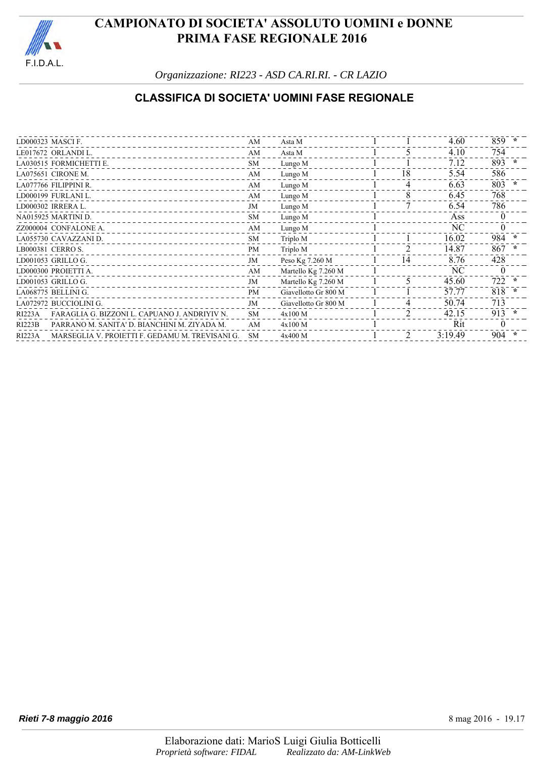# CAMPIONATO DI SOCIETA' ASSOLUTO UOMINI e DONNE
# PRIMA FASE REGIONALE 2016

*Organizzazione: RI223 - ASD CA.RI.RI. - CR LAZIO*

## CLASSIFICA DI SOCIETA' UOMINI FASE REGIONALE

| | | | | | | | | |
|---|---|---|---|---|---|---|---|---|
| LD000323 | MASCI F. | AM | Asta M | 1 | 1 | 4.60 | 859 | * |
| LE017672 | ORLANDI L. | AM | Asta M | 1 | 5 | 4.10 | 754 | |
| LA030515 | FORMICHETTI E. | SM | Lungo M | 1 | 1 | 7.12 | 893 | * |
| LA075651 | CIRONE M. | AM | Lungo M | 1 | 18 | 5.54 | 586 | |
| LA077766 | FILIPPINI R. | AM | Lungo M | 1 | 4 | 6.63 | 803 | * |
| LD000199 | FURLANI L. | AM | Lungo M | 1 | 8 | 6.45 | 768 | |
| LD000302 | IRRERA L. | JM | Lungo M | 1 | 7 | 6.54 | 786 | |
| NA015925 | MARTINI D. | SM | Lungo M | 1 | | Ass | 0 | |
| ZZ000004 | CONFALONE A. | AM | Lungo M | 1 | | NC | 0 | |
| LA055730 | CAVAZZANI D. | SM | Triplo M | 1 | 1 | 16.02 | 984 | * |
| LB000381 | CERRO S. | PM | Triplo M | 1 | 2 | 14.87 | 867 | * |
| LD001053 | GRILLO G. | JM | Peso Kg 7.260 M | 1 | 14 | 8.76 | 428 | |
| LD000300 | PROIETTI A. | AM | Martello Kg 7.260 M | 1 | | NC | 0 | |
| LD001053 | GRILLO G. | JM | Martello Kg 7.260 M | 1 | 5 | 45.60 | 722 | * |
| LA068775 | BELLINI G. | PM | Giavellotto Gr 800 M | 1 | 1 | 57.77 | 818 | * |
| LA072972 | BUCCIOLINI G. | JM | Giavellotto Gr 800 M | 1 | 4 | 50.74 | 713 | |
| RI223A | FARAGLIA G. BIZZONI L. CAPUANO J. ANDRIYIV N. | SM | 4x100 M | 1 | 2 | 42.15 | 913 | * |
| RI223B | PARRANO M. SANITA' D. BIANCHINI M. ZIYADA M. | AM | 4x100 M | 1 | | Rit | 0 | |
| RI223A | MARSEGLIA V. PROIETTI F. GEDAMU M. TREVISANI G. | SM | 4x400 M | 1 | 2 | 3:19.49 | 904 | * |

***Rieti 7-8 maggio 2016*** — 8 mag 2016 - 19.17

Elaborazione dati: MarioS Luigi Giulia Botticelli
*Proprietà software: FIDAL* *Realizzato da: AM-LinkWeb*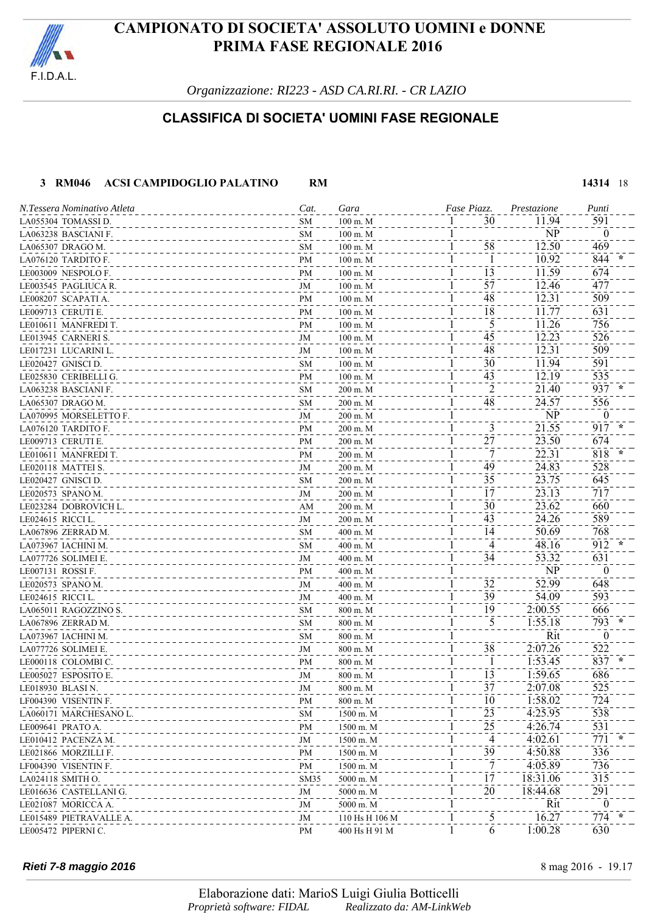# CAMPIONATO DI SOCIETA' ASSOLUTO UOMINI e DONNE
## PRIMA FASE REGIONALE 2016

*Organizzazione: RI223 - ASD CA.RI.RI. - CR LAZIO*

### CLASSIFICA DI SOCIETA' UOMINI FASE REGIONALE

**3 RM046 ACSI CAMPIDOGLIO PALATINO RM** **14314** 18

| N.Tessera | Nominativo Atleta | Cat. | Gara | Fase | Piazz. | Prestazione | Punti | |
|---|---|---|---|---|---|---|---|---|
| LA055304 | TOMASSI D. | SM | 100 m. M | 1 | 30 | 11.94 | 591 | |
| LA063238 | BASCIANI F. | SM | 100 m. M | 1 | | NP | 0 | |
| LA065307 | DRAGO M. | SM | 100 m. M | 1 | 58 | 12.50 | 469 | |
| LA076120 | TARDITO F. | PM | 100 m. M | 1 | 1 | 10.92 | 844 | * |
| LE003009 | NESPOLO F. | PM | 100 m. M | 1 | 13 | 11.59 | 674 | |
| LE003545 | PAGLIUCA R. | JM | 100 m. M | 1 | 57 | 12.46 | 477 | |
| LE008207 | SCAPATI A. | PM | 100 m. M | 1 | 48 | 12.31 | 509 | |
| LE009713 | CERUTI E. | PM | 100 m. M | 1 | 18 | 11.77 | 631 | |
| LE010611 | MANFREDI T. | PM | 100 m. M | 1 | 5 | 11.26 | 756 | |
| LE013945 | CARNERI S. | JM | 100 m. M | 1 | 45 | 12.23 | 526 | |
| LE017231 | LUCARINI L. | JM | 100 m. M | 1 | 48 | 12.31 | 509 | |
| LE020427 | GNISCI D. | SM | 100 m. M | 1 | 30 | 11.94 | 591 | |
| LE025830 | CERIBELLI G. | PM | 100 m. M | 1 | 43 | 12.19 | 535 | |
| LA063238 | BASCIANI F. | SM | 200 m. M | 1 | 2 | 21.40 | 937 | * |
| LA065307 | DRAGO M. | SM | 200 m. M | 1 | 48 | 24.57 | 556 | |
| LA070995 | MORSELETTO F. | JM | 200 m. M | 1 | | NP | 0 | |
| LA076120 | TARDITO F. | PM | 200 m. M | 1 | 3 | 21.55 | 917 | * |
| LE009713 | CERUTI E. | PM | 200 m. M | 1 | 27 | 23.50 | 674 | |
| LE010611 | MANFREDI T. | PM | 200 m. M | 1 | 7 | 22.31 | 818 | * |
| LE020118 | MATTEI S. | JM | 200 m. M | 1 | 49 | 24.83 | 528 | |
| LE020427 | GNISCI D. | SM | 200 m. M | 1 | 35 | 23.75 | 645 | |
| LE020573 | SPANO M. | JM | 200 m. M | 1 | 17 | 23.13 | 717 | |
| LE023284 | DOBROVICH L. | AM | 200 m. M | 1 | 30 | 23.62 | 660 | |
| LE024615 | RICCI L. | JM | 200 m. M | 1 | 43 | 24.26 | 589 | |
| LA067896 | ZERRAD M. | SM | 400 m. M | 1 | 14 | 50.69 | 768 | |
| LA073967 | IACHINI M. | SM | 400 m. M | 1 | 4 | 48.16 | 912 | * |
| LA077726 | SOLIMEI E. | JM | 400 m. M | 1 | 34 | 53.32 | 631 | |
| LE007131 | ROSSI F. | PM | 400 m. M | 1 | | NP | 0 | |
| LE020573 | SPANO M. | JM | 400 m. M | 1 | 32 | 52.99 | 648 | |
| LE024615 | RICCI L. | JM | 400 m. M | 1 | 39 | 54.09 | 593 | |
| LA065011 | RAGOZZINO S. | SM | 800 m. M | 1 | 19 | 2:00.55 | 666 | |
| LA067896 | ZERRAD M. | SM | 800 m. M | 1 | 5 | 1:55.18 | 793 | * |
| LA073967 | IACHINI M. | SM | 800 m. M | 1 | | Rit | 0 | |
| LA077726 | SOLIMEI E. | JM | 800 m. M | 1 | 38 | 2:07.26 | 522 | |
| LE000118 | COLOMBI C. | PM | 800 m. M | 1 | 1 | 1:53.45 | 837 | * |
| LE005027 | ESPOSITO E. | JM | 800 m. M | 1 | 13 | 1:59.65 | 686 | |
| LE018930 | BLASI N. | JM | 800 m. M | 1 | 37 | 2:07.08 | 525 | |
| LF004390 | VISENTIN F. | PM | 800 m. M | 1 | 10 | 1:58.02 | 724 | |
| LA060171 | MARCHESANO L. | SM | 1500 m. M | 1 | 23 | 4:25.95 | 538 | |
| LE009641 | PRATO A. | PM | 1500 m. M | 1 | 25 | 4:26.74 | 531 | |
| LE010412 | PACENZA M. | JM | 1500 m. M | 1 | 4 | 4:02.61 | 771 | * |
| LE021866 | MORZILLI F. | PM | 1500 m. M | 1 | 39 | 4:50.88 | 336 | |
| LF004390 | VISENTIN F. | PM | 1500 m. M | 1 | 7 | 4:05.89 | 736 | |
| LA024118 | SMITH O. | SM35 | 5000 m. M | 1 | 17 | 18:31.06 | 315 | |
| LE016636 | CASTELLANI G. | JM | 5000 m. M | 1 | 20 | 18:44.68 | 291 | |
| LE021087 | MORICCA A. | JM | 5000 m. M | 1 | | Rit | 0 | |
| LE015489 | PIETRAVALLE A. | JM | 110 Hs H 106 M | 1 | 5 | 16.27 | 774 | * |
| LE005472 | PIPERNI C. | PM | 400 Hs H 91 M | 1 | 6 | 1:00.28 | 630 | |

***Rieti 7-8 maggio 2016*** 8 mag 2016 - 19.17

Elaborazione dati: MarioS Luigi Giulia Botticelli
*Proprietà software: FIDAL* *Realizzato da: AM-LinkWeb*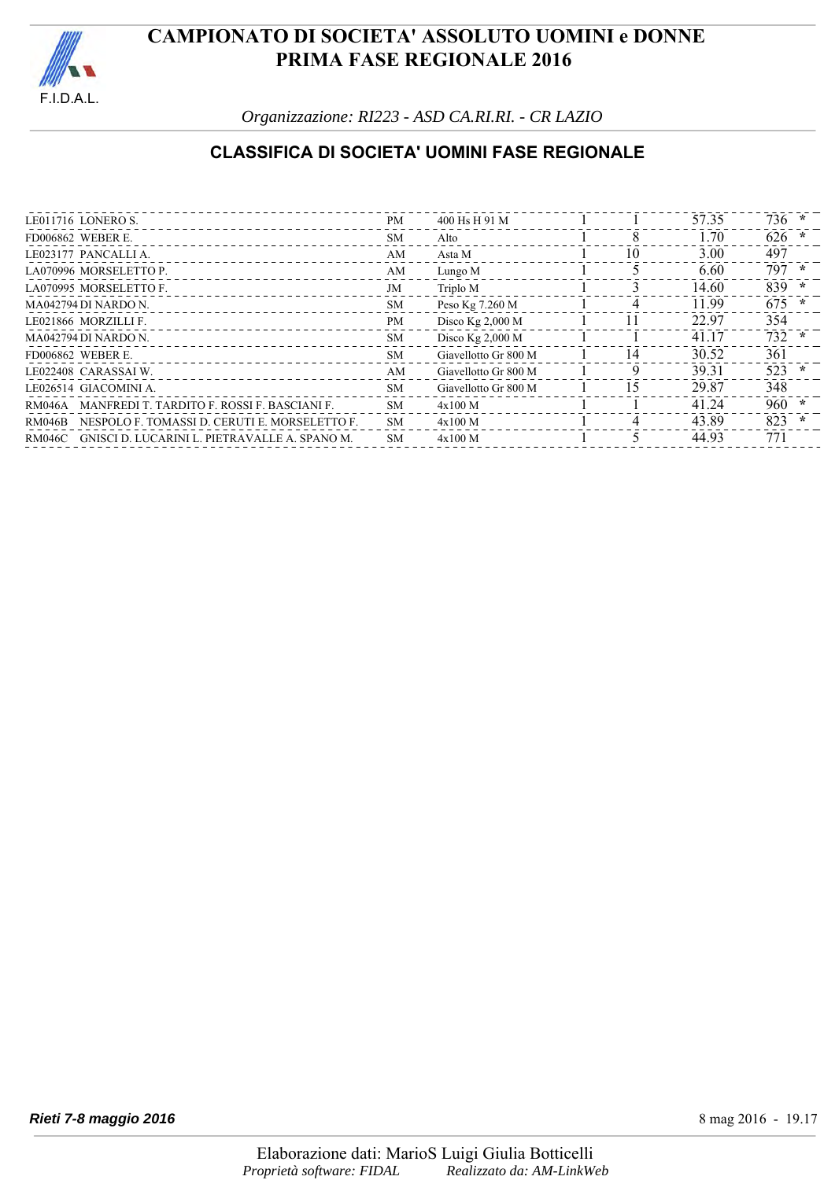# CAMPIONATO DI SOCIETA' ASSOLUTO UOMINI e DONNE
# PRIMA FASE REGIONALE 2016

*Organizzazione: RI223 - ASD CA.RI.RI. - CR LAZIO*

## CLASSIFICA DI SOCIETA' UOMINI FASE REGIONALE

| | | | | | | | | |
|---|---|---|---|---|---|---|---|---|
| LE011716 | LONERO S. | PM | 400 Hs H 91 M | 1 | 1 | 57.35 | 736 | * |
| FD006862 | WEBER E. | SM | Alto | 1 | 8 | 1.70 | 626 | * |
| LE023177 | PANCALLI A. | AM | Asta M | 1 | 10 | 3.00 | 497 | |
| LA070996 | MORSELETTO P. | AM | Lungo M | 1 | 5 | 6.60 | 797 | * |
| LA070995 | MORSELETTO F. | JM | Triplo M | 1 | 3 | 14.60 | 839 | * |
| MA042794 | DI NARDO N. | SM | Peso Kg 7.260 M | 1 | 4 | 11.99 | 675 | * |
| LE021866 | MORZILLI F. | PM | Disco Kg 2,000 M | 1 | 11 | 22.97 | 354 | |
| MA042794 | DI NARDO N. | SM | Disco Kg 2,000 M | 1 | 1 | 41.17 | 732 | * |
| FD006862 | WEBER E. | SM | Giavellotto Gr 800 M | 1 | 14 | 30.52 | 361 | |
| LE022408 | CARASSAI W. | AM | Giavellotto Gr 800 M | 1 | 9 | 39.31 | 523 | * |
| LE026514 | GIACOMINI A. | SM | Giavellotto Gr 800 M | 1 | 15 | 29.87 | 348 | |
| RM046A | MANFREDI T. TARDITO F. ROSSI F. BASCIANI F. | SM | 4x100 M | 1 | 1 | 41.24 | 960 | * |
| RM046B | NESPOLO F. TOMASSI D. CERUTI E. MORSELETTO F. | SM | 4x100 M | 1 | 4 | 43.89 | 823 | * |
| RM046C | GNISCI D. LUCARINI L. PIETRAVALLE A. SPANO M. | SM | 4x100 M | 1 | 5 | 44.93 | 771 | |

***Rieti 7-8 maggio 2016*** 8 mag 2016 - 19.17

Elaborazione dati: MarioS Luigi Giulia Botticelli
*Proprietà software: FIDAL* *Realizzato da: AM-LinkWeb*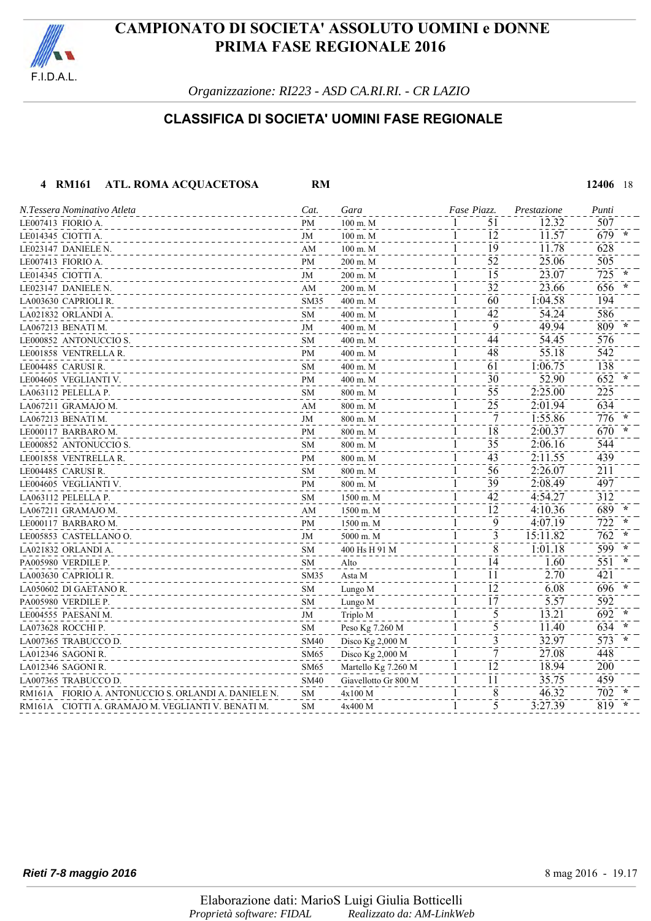# CAMPIONATO DI SOCIETA' ASSOLUTO UOMINI e DONNE
# PRIMA FASE REGIONALE 2016

*Organizzazione: RI223 - ASD CA.RI.RI. - CR LAZIO*

## CLASSIFICA DI SOCIETA' UOMINI FASE REGIONALE

**4 RM161 ATL. ROMA ACQUACETOSA RM** **12406** 18

| N.Tessera | Nominativo Atleta | Cat. | Gara | Fase | Piazz. | Prestazione | Punti | |
|---|---|---|---|---|---|---|---|---|
| LE007413 | FIORIO A. | PM | 100 m. M | 1 | 51 | 12.32 | 507 | |
| LE014345 | CIOTTI A. | JM | 100 m. M | 1 | 12 | 11.57 | 679 | * |
| LE023147 | DANIELE N. | AM | 100 m. M | 1 | 19 | 11.78 | 628 | |
| LE007413 | FIORIO A. | PM | 200 m. M | 1 | 52 | 25.06 | 505 | |
| LE014345 | CIOTTI A. | JM | 200 m. M | 1 | 15 | 23.07 | 725 | * |
| LE023147 | DANIELE N. | AM | 200 m. M | 1 | 32 | 23.66 | 656 | * |
| LA003630 | CAPRIOLI R. | SM35 | 400 m. M | 1 | 60 | 1:04.58 | 194 | |
| LA021832 | ORLANDI A. | SM | 400 m. M | 1 | 42 | 54.24 | 586 | |
| LA067213 | BENATI M. | JM | 400 m. M | 1 | 9 | 49.94 | 809 | * |
| LE000852 | ANTONUCCIO S. | SM | 400 m. M | 1 | 44 | 54.45 | 576 | |
| LE001858 | VENTRELLA R. | PM | 400 m. M | 1 | 48 | 55.18 | 542 | |
| LE004485 | CARUSI R. | SM | 400 m. M | 1 | 61 | 1:06.75 | 138 | |
| LE004605 | VEGLIANTI V. | PM | 400 m. M | 1 | 30 | 52.90 | 652 | * |
| LA063112 | PELELLA P. | SM | 800 m. M | 1 | 55 | 2:25.00 | 225 | |
| LA067211 | GRAMAJO M. | AM | 800 m. M | 1 | 25 | 2:01.94 | 634 | |
| LA067213 | BENATI M. | JM | 800 m. M | 1 | 7 | 1:55.86 | 776 | * |
| LE000117 | BARBARO M. | PM | 800 m. M | 1 | 18 | 2:00.37 | 670 | * |
| LE000852 | ANTONUCCIO S. | SM | 800 m. M | 1 | 35 | 2:06.16 | 544 | |
| LE001858 | VENTRELLA R. | PM | 800 m. M | 1 | 43 | 2:11.55 | 439 | |
| LE004485 | CARUSI R. | SM | 800 m. M | 1 | 56 | 2:26.07 | 211 | |
| LE004605 | VEGLIANTI V. | PM | 800 m. M | 1 | 39 | 2:08.49 | 497 | |
| LA063112 | PELELLA P. | SM | 1500 m. M | 1 | 42 | 4:54.27 | 312 | |
| LA067211 | GRAMAJO M. | AM | 1500 m. M | 1 | 12 | 4:10.36 | 689 | * |
| LE000117 | BARBARO M. | PM | 1500 m. M | 1 | 9 | 4:07.19 | 722 | * |
| LE005853 | CASTELLANO O. | JM | 5000 m. M | 1 | 3 | 15:11.82 | 762 | * |
| LA021832 | ORLANDI A. | SM | 400 Hs H 91 M | 1 | 8 | 1:01.18 | 599 | * |
| PA005980 | VERDILE P. | SM | Alto | 1 | 14 | 1.60 | 551 | * |
| LA003630 | CAPRIOLI R. | SM35 | Asta M | 1 | 11 | 2.70 | 421 | |
| LA050602 | DI GAETANO R. | SM | Lungo M | 1 | 12 | 6.08 | 696 | * |
| PA005980 | VERDILE P. | SM | Lungo M | 1 | 17 | 5.57 | 592 | |
| LE004555 | PAESANI M. | JM | Triplo M | 1 | 5 | 13.21 | 692 | * |
| LA073628 | ROCCHI P. | SM | Peso Kg 7.260 M | 1 | 5 | 11.40 | 634 | * |
| LA007365 | TRABUCCO D. | SM40 | Disco Kg 2,000 M | 1 | 3 | 32.97 | 573 | * |
| LA012346 | SAGONI R. | SM65 | Disco Kg 2,000 M | 1 | 7 | 27.08 | 448 | |
| LA012346 | SAGONI R. | SM65 | Martello Kg 7.260 M | 1 | 12 | 18.94 | 200 | |
| LA007365 | TRABUCCO D. | SM40 | Giavellotto Gr 800 M | 1 | 11 | 35.75 | 459 | |
| RM161A | FIORIO A. ANTONUCCIO S. ORLANDI A. DANIELE N. | SM | 4x100 M | 1 | 8 | 46.32 | 702 | * |
| RM161A | CIOTTI A. GRAMAJO M. VEGLIANTI V. BENATI M. | SM | 4x400 M | 1 | 5 | 3:27.39 | 819 | * |

**Rieti 7-8 maggio 2016** 8 mag 2016 - 19.17

Elaborazione dati: MarioS Luigi Giulia Botticelli
*Proprietà software: FIDAL* *Realizzato da: AM-LinkWeb*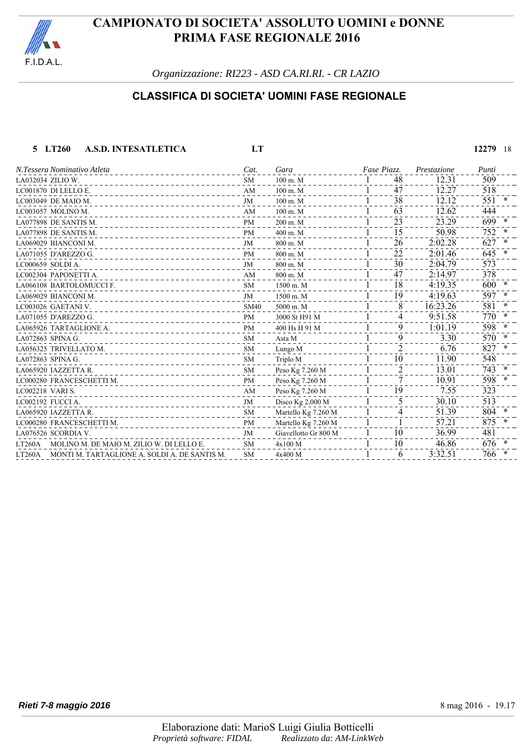# CAMPIONATO DI SOCIETA' ASSOLUTO UOMINI e DONNE
# PRIMA FASE REGIONALE 2016

*Organizzazione: RI223 - ASD CA.RI.RI. - CR LAZIO*

## CLASSIFICA DI SOCIETA' UOMINI FASE REGIONALE

**5 LT260 A.S.D. INTESATLETICA LT** **12279** 18

| N.Tessera | Nominativo Atleta | Cat. | Gara | Fase | Piazz. | Prestazione | Punti | |
|---|---|---|---|---|---|---|---|---|
| LA032034 | ZILIO W. | SM | 100 m. M | 1 | 48 | 12.31 | 509 | |
| LC001870 | DI LELLO E. | AM | 100 m. M | 1 | 47 | 12.27 | 518 | |
| LC003049 | DE MAIO M. | JM | 100 m. M | 1 | 38 | 12.12 | 551 | * |
| LC003057 | MOLINO M. | AM | 100 m. M | 1 | 63 | 12.62 | 444 | |
| LA077898 | DE SANTIS M. | PM | 200 m. M | 1 | 23 | 23.29 | 699 | * |
| LA077898 | DE SANTIS M. | PM | 400 m. M | 1 | 15 | 50.98 | 752 | * |
| LA069029 | BIANCONI M. | JM | 800 m. M | 1 | 26 | 2:02.28 | 627 | * |
| LA071055 | D'AREZZO G. | PM | 800 m. M | 1 | 22 | 2:01.46 | 645 | * |
| LC000659 | SOLDI A. | JM | 800 m. M | 1 | 30 | 2:04.79 | 573 | |
| LC002304 | PAPONETTI A. | AM | 800 m. M | 1 | 47 | 2:14.97 | 378 | |
| LA066108 | BARTOLOMUCCI F. | SM | 1500 m. M | 1 | 18 | 4:19.35 | 600 | * |
| LA069029 | BIANCONI M. | JM | 1500 m. M | 1 | 19 | 4:19.63 | 597 | * |
| LC003026 | GAETANI V. | SM40 | 5000 m. M | 1 | 8 | 16:23.26 | 581 | * |
| LA071055 | D'AREZZO G. | PM | 3000 St H91 M | 1 | 4 | 9:51.58 | 770 | * |
| LA065926 | TARTAGLIONE A. | PM | 400 Hs H 91 M | 1 | 9 | 1:01.19 | 598 | * |
| LA072863 | SPINA G. | SM | Asta M | 1 | 9 | 3.30 | 570 | * |
| LA056325 | TRIVELLATO M. | SM | Lungo M | 1 | 2 | 6.76 | 827 | * |
| LA072863 | SPINA G. | SM | Triplo M | 1 | 10 | 11.90 | 548 | |
| LA065920 | IAZZETTA R. | SM | Peso Kg 7.260 M | 1 | 2 | 13.01 | 743 | * |
| LC000280 | FRANCESCHETTI M. | PM | Peso Kg 7.260 M | 1 | 7 | 10.91 | 598 | * |
| LC002218 | VARI S. | AM | Peso Kg 7.260 M | 1 | 19 | 7.55 | 323 | |
| LC002192 | FUCCI A. | JM | Disco Kg 2,000 M | 1 | 5 | 30.10 | 513 | |
| LA065920 | IAZZETTA R. | SM | Martello Kg 7.260 M | 1 | 4 | 51.39 | 804 | * |
| LC000280 | FRANCESCHETTI M. | PM | Martello Kg 7.260 M | 1 | 1 | 57.21 | 875 | * |
| LA076526 | SCORDIA V. | JM | Giavellotto Gr 800 M | 1 | 10 | 36.99 | 481 | |
| LT260A | MOLINO M. DE MAIO M. ZILIO W. DI LELLO E. | SM | 4x100 M | 1 | 10 | 46.86 | 676 | * |
| LT260A | MONTI M. TARTAGLIONE A. SOLDI A. DE SANTIS M. | SM | 4x400 M | 1 | 6 | 3:32.51 | 766 | * |

**Rieti 7-8 maggio 2016** 8 mag 2016 - 19.17

Elaborazione dati: MarioS Luigi Giulia Botticelli
*Proprietà software: FIDAL* *Realizzato da: AM-LinkWeb*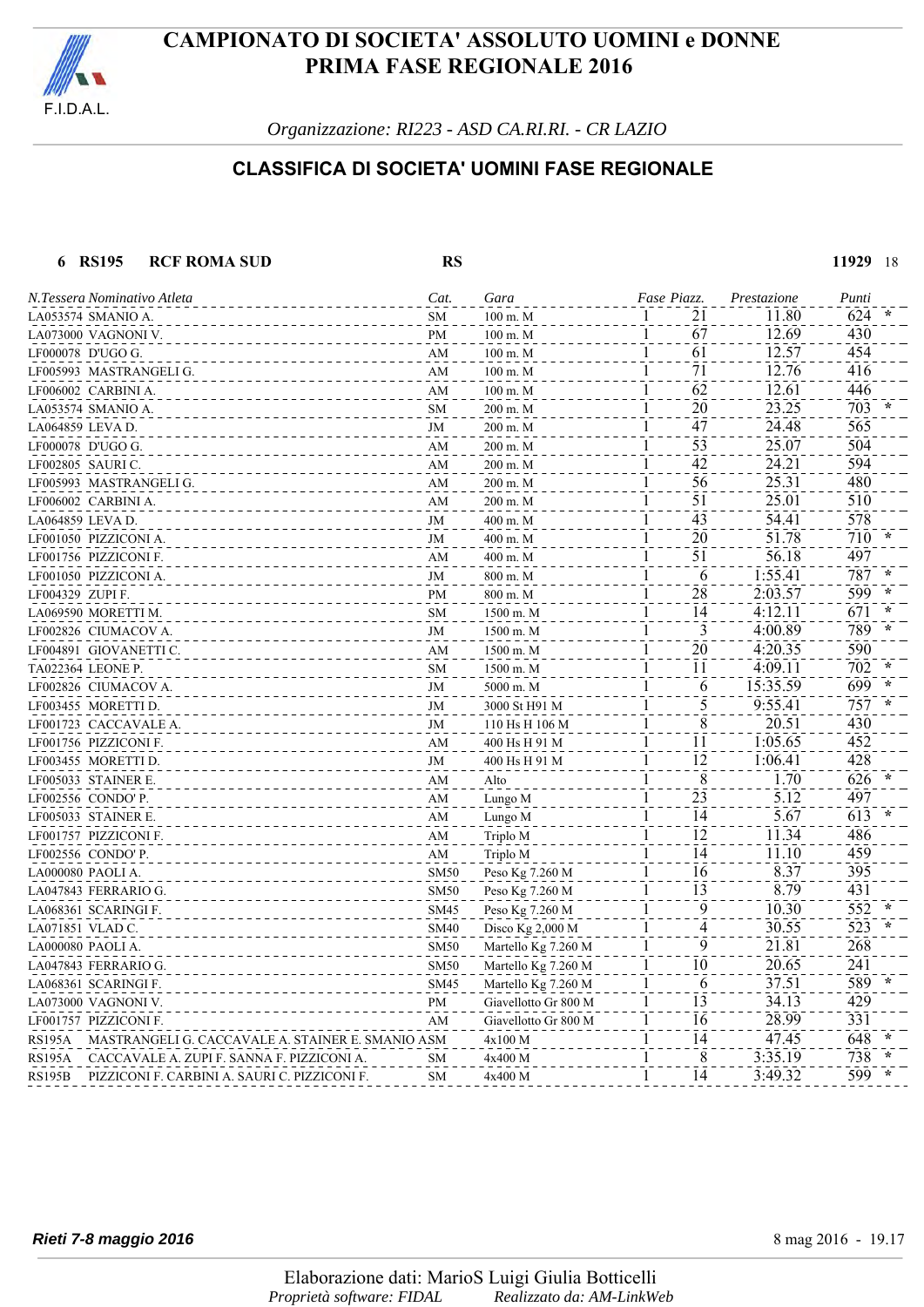# CAMPIONATO DI SOCIETA' ASSOLUTO UOMINI e DONNE
# PRIMA FASE REGIONALE 2016

*Organizzazione: RI223 - ASD CA.RI.RI. - CR LAZIO*

## CLASSIFICA DI SOCIETA' UOMINI FASE REGIONALE

**6 RS195 RCF ROMA SUD** **RS** **11929** 18

| N.Tessera Nominativo Atleta | Cat. | Gara | Fase | Piazz. | Prestazione | Punti | |
|---|---|---|---|---|---|---|---|
| LA053574 SMANIO A. | SM | 100 m. M | 1 | 21 | 11.80 | 624 | * |
| LA073000 VAGNONI V. | PM | 100 m. M | 1 | 67 | 12.69 | 430 | |
| LF000078 D'UGO G. | AM | 100 m. M | 1 | 61 | 12.57 | 454 | |
| LF005993 MASTRANGELI G. | AM | 100 m. M | 1 | 71 | 12.76 | 416 | |
| LF006002 CARBINI A. | AM | 100 m. M | 1 | 62 | 12.61 | 446 | |
| LA053574 SMANIO A. | SM | 200 m. M | 1 | 20 | 23.25 | 703 | * |
| LA064859 LEVA D. | JM | 200 m. M | 1 | 47 | 24.48 | 565 | |
| LF000078 D'UGO G. | AM | 200 m. M | 1 | 53 | 25.07 | 504 | |
| LF002805 SAURI C. | AM | 200 m. M | 1 | 42 | 24.21 | 594 | |
| LF005993 MASTRANGELI G. | AM | 200 m. M | 1 | 56 | 25.31 | 480 | |
| LF006002 CARBINI A. | AM | 200 m. M | 1 | 51 | 25.01 | 510 | |
| LA064859 LEVA D. | JM | 400 m. M | 1 | 43 | 54.41 | 578 | |
| LF001050 PIZZICONI A. | JM | 400 m. M | 1 | 20 | 51.78 | 710 | * |
| LF001756 PIZZICONI F. | AM | 400 m. M | 1 | 51 | 56.18 | 497 | |
| LF001050 PIZZICONI A. | JM | 800 m. M | 1 | 6 | 1:55.41 | 787 | * |
| LF004329 ZUPI F. | PM | 800 m. M | 1 | 28 | 2:03.57 | 599 | * |
| LA069590 MORETTI M. | SM | 1500 m. M | 1 | 14 | 4:12.11 | 671 | * |
| LF002826 CIUMACOV A. | JM | 1500 m. M | 1 | 3 | 4:00.89 | 789 | * |
| LF004891 GIOVANETTI C. | AM | 1500 m. M | 1 | 20 | 4:20.35 | 590 | |
| TA022364 LEONE P. | SM | 1500 m. M | 1 | 11 | 4:09.11 | 702 | * |
| LF002826 CIUMACOV A. | JM | 5000 m. M | 1 | 6 | 15:35.59 | 699 | * |
| LF003455 MORETTI D. | JM | 3000 St H91 M | 1 | 5 | 9:55.41 | 757 | * |
| LF001723 CACCAVALE A. | JM | 110 Hs H 106 M | 1 | 8 | 20.51 | 430 | |
| LF001756 PIZZICONI F. | AM | 400 Hs H 91 M | 1 | 11 | 1:05.65 | 452 | |
| LF003455 MORETTI D. | JM | 400 Hs H 91 M | 1 | 12 | 1:06.41 | 428 | |
| LF005033 STAINER E. | AM | Alto | 1 | 8 | 1.70 | 626 | * |
| LF002556 CONDO' P. | AM | Lungo M | 1 | 23 | 5.12 | 497 | |
| LF005033 STAINER E. | AM | Lungo M | 1 | 14 | 5.67 | 613 | * |
| LF001757 PIZZICONI F. | AM | Triplo M | 1 | 12 | 11.34 | 486 | |
| LF002556 CONDO' P. | AM | Triplo M | 1 | 14 | 11.10 | 459 | |
| LA000080 PAOLI A. | SM50 | Peso Kg 7.260 M | 1 | 16 | 8.37 | 395 | |
| LA047843 FERRARIO G. | SM50 | Peso Kg 7.260 M | 1 | 13 | 8.79 | 431 | |
| LA068361 SCARINGI F. | SM45 | Peso Kg 7.260 M | 1 | 9 | 10.30 | 552 | * |
| LA071851 VLAD C. | SM40 | Disco Kg 2,000 M | 1 | 4 | 30.55 | 523 | * |
| LA000080 PAOLI A. | SM50 | Martello Kg 7.260 M | 1 | 9 | 21.81 | 268 | |
| LA047843 FERRARIO G. | SM50 | Martello Kg 7.260 M | 1 | 10 | 20.65 | 241 | |
| LA068361 SCARINGI F. | SM45 | Martello Kg 7.260 M | 1 | 6 | 37.51 | 589 | * |
| LA073000 VAGNONI V. | PM | Giavellotto Gr 800 M | 1 | 13 | 34.13 | 429 | |
| LF001757 PIZZICONI F. | AM | Giavellotto Gr 800 M | 1 | 16 | 28.99 | 331 | |
| RS195A MASTRANGELI G. CACCAVALE A. STAINER E. SMANIO A. | SM | 4x100 M | 1 | 14 | 47.45 | 648 | * |
| RS195A CACCAVALE A. ZUPI F. SANNA F. PIZZICONI A. | SM | 4x400 M | 1 | 8 | 3:35.19 | 738 | * |
| RS195B PIZZICONI F. CARBINI A. SAURI C. PIZZICONI F. | SM | 4x400 M | 1 | 14 | 3:49.32 | 599 | * |

***Rieti 7-8 maggio 2016*** 8 mag 2016 - 19.17

Elaborazione dati: MarioS Luigi Giulia Botticelli
*Proprietà software: FIDAL* *Realizzato da: AM-LinkWeb*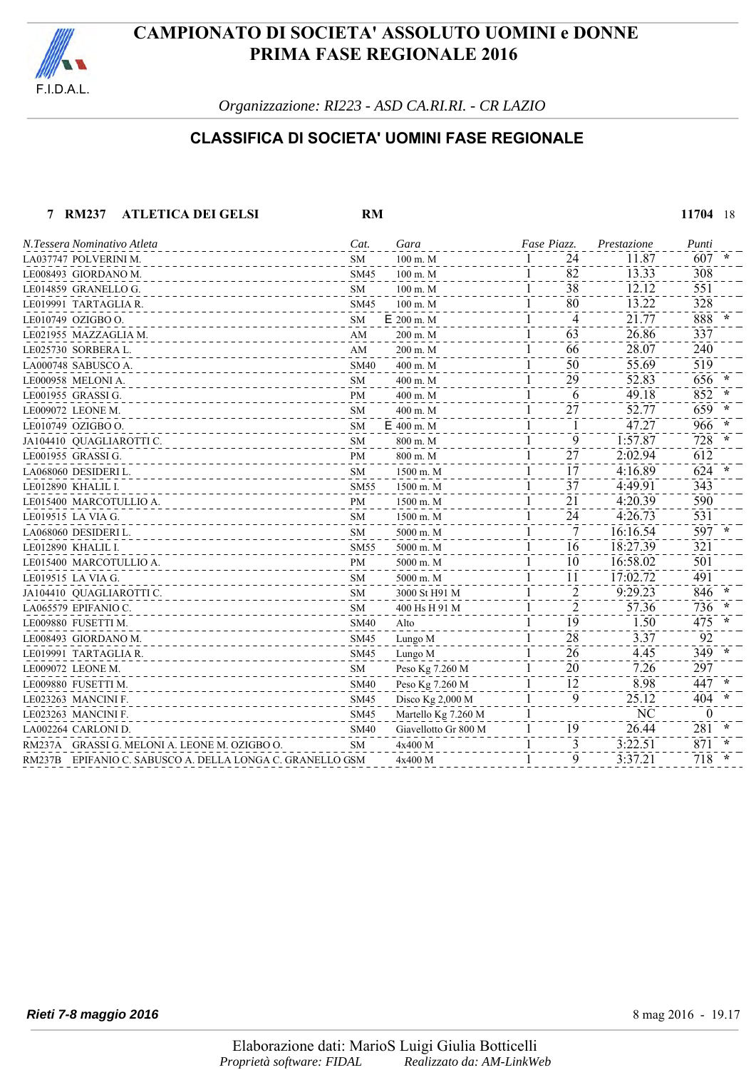# CAMPIONATO DI SOCIETA' ASSOLUTO UOMINI e DONNE
# PRIMA FASE REGIONALE 2016

*Organizzazione: RI223 - ASD CA.RI.RI. - CR LAZIO*

## CLASSIFICA DI SOCIETA' UOMINI FASE REGIONALE

**7 RM237 ATLETICA DEI GELSI** **RM** **11704** 18

| N.Tessera | Nominativo Atleta | Cat. | Gara | Fase | Piazz. | Prestazione | Punti | |
|---|---|---|---|---|---|---|---|---|
| LA037747 | POLVERINI M. | SM | 100 m. M | 1 | 24 | 11.87 | 607 | * |
| LE008493 | GIORDANO M. | SM45 | 100 m. M | 1 | 82 | 13.33 | 308 | |
| LE014859 | GRANELLO G. | SM | 100 m. M | 1 | 38 | 12.12 | 551 | |
| LE019991 | TARTAGLIA R. | SM45 | 100 m. M | 1 | 80 | 13.22 | 328 | |
| LE010749 | OZIGBO O. | SM | E 200 m. M | 1 | 4 | 21.77 | 888 | * |
| LE021955 | MAZZAGLIA M. | AM | 200 m. M | 1 | 63 | 26.86 | 337 | |
| LE025730 | SORBERA L. | AM | 200 m. M | 1 | 66 | 28.07 | 240 | |
| LA000748 | SABUSCO A. | SM40 | 400 m. M | 1 | 50 | 55.69 | 519 | |
| LE000958 | MELONI A. | SM | 400 m. M | 1 | 29 | 52.83 | 656 | * |
| LE001955 | GRASSI G. | PM | 400 m. M | 1 | 6 | 49.18 | 852 | * |
| LE009072 | LEONE M. | SM | 400 m. M | 1 | 27 | 52.77 | 659 | * |
| LE010749 | OZIGBO O. | SM | E 400 m. M | 1 | 1 | 47.27 | 966 | * |
| JA104410 | QUAGLIAROTTI C. | SM | 800 m. M | 1 | 9 | 1:57.87 | 728 | * |
| LE001955 | GRASSI G. | PM | 800 m. M | 1 | 27 | 2:02.94 | 612 | |
| LA068060 | DESIDERI L. | SM | 1500 m. M | 1 | 17 | 4:16.89 | 624 | * |
| LE012890 | KHALIL I. | SM55 | 1500 m. M | 1 | 37 | 4:49.91 | 343 | |
| LE015400 | MARCOTULLIO A. | PM | 1500 m. M | 1 | 21 | 4:20.39 | 590 | |
| LE019515 | LA VIA G. | SM | 1500 m. M | 1 | 24 | 4:26.73 | 531 | |
| LA068060 | DESIDERI L. | SM | 5000 m. M | 1 | 7 | 16:16.54 | 597 | * |
| LE012890 | KHALIL I. | SM55 | 5000 m. M | 1 | 16 | 18:27.39 | 321 | |
| LE015400 | MARCOTULLIO A. | PM | 5000 m. M | 1 | 10 | 16:58.02 | 501 | |
| LE019515 | LA VIA G. | SM | 5000 m. M | 1 | 11 | 17:02.72 | 491 | |
| JA104410 | QUAGLIAROTTI C. | SM | 3000 St H91 M | 1 | 2 | 9:29.23 | 846 | * |
| LA065579 | EPIFANIO C. | SM | 400 Hs H 91 M | 1 | 2 | 57.36 | 736 | * |
| LE009880 | FUSETTI M. | SM40 | Alto | 1 | 19 | 1.50 | 475 | * |
| LE008493 | GIORDANO M. | SM45 | Lungo M | 1 | 28 | 3.37 | 92 | |
| LE019991 | TARTAGLIA R. | SM45 | Lungo M | 1 | 26 | 4.45 | 349 | * |
| LE009072 | LEONE M. | SM | Peso Kg 7.260 M | 1 | 20 | 7.26 | 297 | |
| LE009880 | FUSETTI M. | SM40 | Peso Kg 7.260 M | 1 | 12 | 8.98 | 447 | * |
| LE023263 | MANCINI F. | SM45 | Disco Kg 2,000 M | 1 | 9 | 25.12 | 404 | * |
| LE023263 | MANCINI F. | SM45 | Martello Kg 7.260 M | 1 | | NC | 0 | |
| LA002264 | CARLONI D. | SM40 | Giavellotto Gr 800 M | 1 | 19 | 26.44 | 281 | * |
| RM237A | GRASSI G. MELONI A. LEONE M. OZIGBO O. | SM | 4x400 M | 1 | 3 | 3:22.51 | 871 | * |
| RM237B | EPIFANIO C. SABUSCO A. DELLA LONGA C. GRANELLO G. | SM | 4x400 M | 1 | 9 | 3:37.21 | 718 | * |

***Rieti 7-8 maggio 2016*** 8 mag 2016 - 19.17

Elaborazione dati: MarioS Luigi Giulia Botticelli
*Proprietà software: FIDAL* *Realizzato da: AM-LinkWeb*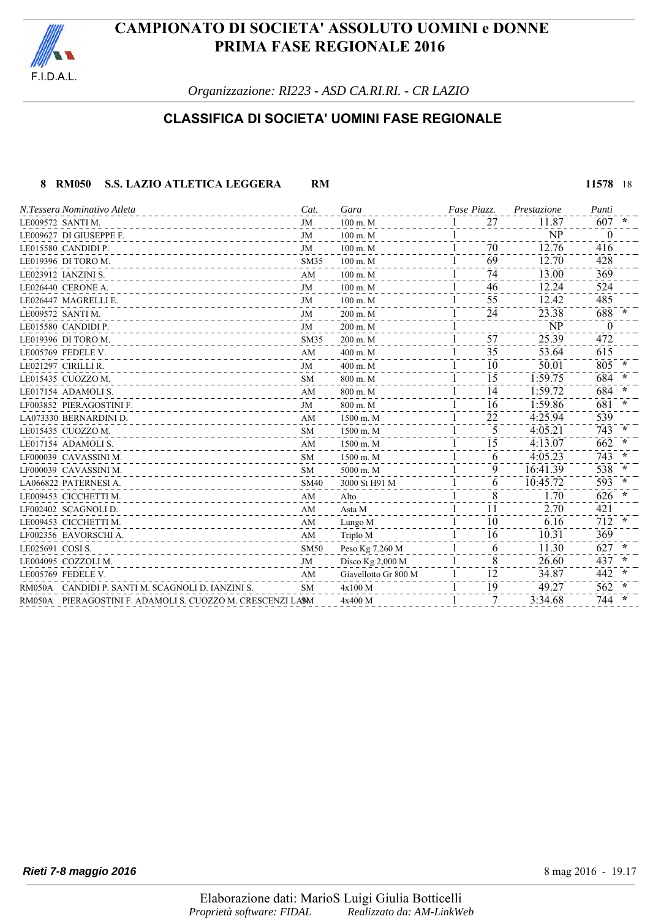# CAMPIONATO DI SOCIETA' ASSOLUTO UOMINI e DONNE
# PRIMA FASE REGIONALE 2016

*Organizzazione: RI223 - ASD CA.RI.RI. - CR LAZIO*

## CLASSIFICA DI SOCIETA' UOMINI FASE REGIONALE

**8 RM050 S.S. LAZIO ATLETICA LEGGERA RM** **11578** 18

| N.Tessera | Nominativo Atleta | Cat. | Gara | Fase | Piazz. | Prestazione | Punti | |
|---|---|---|---|---|---|---|---|---|
| LE009572 | SANTI M. | JM | 100 m. M | 1 | 27 | 11.87 | 607 | * |
| LE009627 | DI GIUSEPPE F. | JM | 100 m. M | 1 | | NP | 0 | |
| LE015580 | CANDIDI P. | JM | 100 m. M | 1 | 70 | 12.76 | 416 | |
| LE019396 | DI TORO M. | SM35 | 100 m. M | 1 | 69 | 12.70 | 428 | |
| LE023912 | IANZINI S. | AM | 100 m. M | 1 | 74 | 13.00 | 369 | |
| LE026440 | CERONE A. | JM | 100 m. M | 1 | 46 | 12.24 | 524 | |
| LE026447 | MAGRELLI E. | JM | 100 m. M | 1 | 55 | 12.42 | 485 | |
| LE009572 | SANTI M. | JM | 200 m. M | 1 | 24 | 23.38 | 688 | * |
| LE015580 | CANDIDI P. | JM | 200 m. M | 1 | | NP | 0 | |
| LE019396 | DI TORO M. | SM35 | 200 m. M | 1 | 57 | 25.39 | 472 | |
| LE005769 | FEDELE V. | AM | 400 m. M | 1 | 35 | 53.64 | 615 | |
| LE021297 | CIRILLI R. | JM | 400 m. M | 1 | 10 | 50.01 | 805 | * |
| LE015435 | CUOZZO M. | SM | 800 m. M | 1 | 15 | 1:59.75 | 684 | * |
| LE017154 | ADAMOLI S. | AM | 800 m. M | 1 | 14 | 1:59.72 | 684 | * |
| LF003852 | PIERAGOSTINI F. | JM | 800 m. M | 1 | 16 | 1:59.86 | 681 | * |
| LA073330 | BERNARDINI D. | AM | 1500 m. M | 1 | 22 | 4:25.94 | 539 | |
| LE015435 | CUOZZO M. | SM | 1500 m. M | 1 | 5 | 4:05.21 | 743 | * |
| LE017154 | ADAMOLI S. | AM | 1500 m. M | 1 | 15 | 4:13.07 | 662 | * |
| LF000039 | CAVASSINI M. | SM | 1500 m. M | 1 | 6 | 4:05.23 | 743 | * |
| LF000039 | CAVASSINI M. | SM | 5000 m. M | 1 | 9 | 16:41.39 | 538 | * |
| LA066822 | PATERNESI A. | SM40 | 3000 St H91 M | 1 | 6 | 10:45.72 | 593 | * |
| LE009453 | CICCHETTI M. | AM | Alto | 1 | 8 | 1.70 | 626 | * |
| LF002402 | SCAGNOLI D. | AM | Asta M | 1 | 11 | 2.70 | 421 | |
| LE009453 | CICCHETTI M. | AM | Lungo M | 1 | 10 | 6.16 | 712 | * |
| LF002356 | EAVORSCHI A. | AM | Triplo M | 1 | 16 | 10.31 | 369 | |
| LE025691 | COSI S. | SM50 | Peso Kg 7.260 M | 1 | 6 | 11.30 | 627 | * |
| LE004095 | COZZOLI M. | JM | Disco Kg 2,000 M | 1 | 8 | 26.60 | 437 | * |
| LE005769 | FEDELE V. | AM | Giavellotto Gr 800 M | 1 | 12 | 34.87 | 442 | * |
| RM050A | CANDIDI P. SANTI M. SCAGNOLI D. IANZINI S. | SM | 4x100 M | 1 | 19 | 49.27 | 562 | * |
| RM050A | PIERAGOSTINI F. ADAMOLI S. CUOZZO M. CRESCENZI LA | SM | 4x400 M | 1 | 7 | 3:34.68 | 744 | * |

***Rieti 7-8 maggio 2016*** 8 mag 2016 - 19.17

Elaborazione dati: MarioS Luigi Giulia Botticelli
*Proprietà software: FIDAL* *Realizzato da: AM-LinkWeb*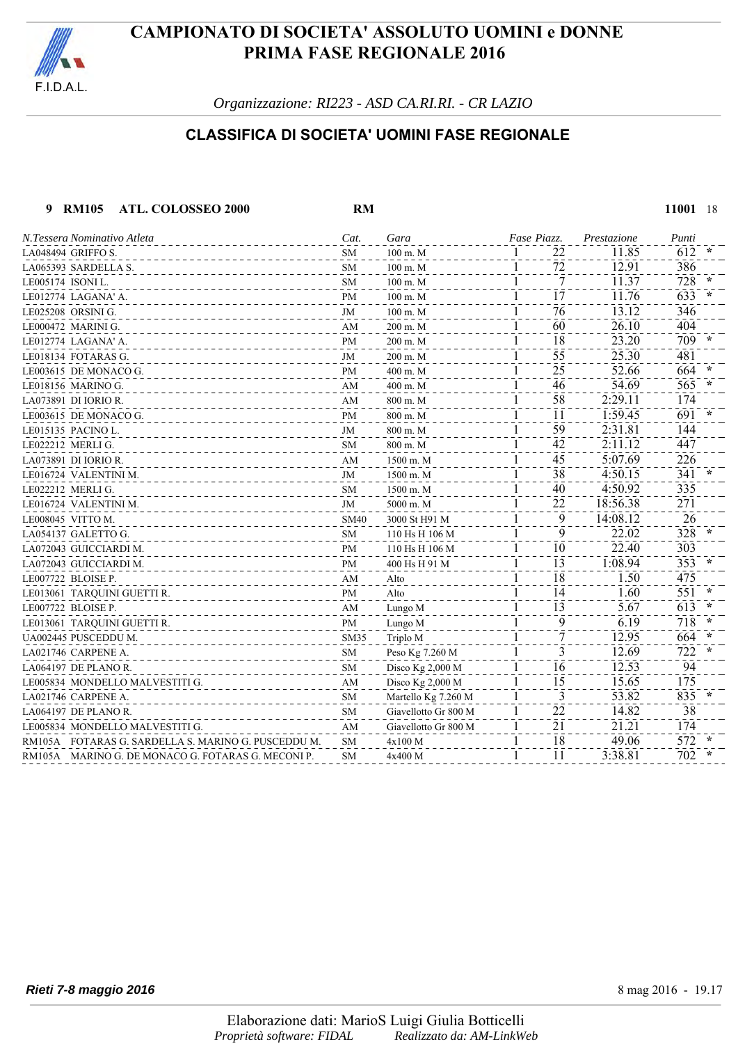# CAMPIONATO DI SOCIETA' ASSOLUTO UOMINI e DONNE
# PRIMA FASE REGIONALE 2016

F.I.D.A.L.

*Organizzazione: RI223 - ASD CA.RI.RI. - CR LAZIO*

## CLASSIFICA DI SOCIETA' UOMINI FASE REGIONALE

**9 RM105 ATL. COLOSSEO 2000** **RM** **11001** 18

| *N.Tessera* | *Nominativo Atleta* | *Cat.* | *Gara* | *Fase* | *Piazz.* | *Prestazione* | *Punti* | |
|---|---|---|---|---|---|---|---|---|
| LA048494 | GRIFFO S. | SM | 100 m. M | 1 | 22 | 11.85 | 612 | * |
| LA065393 | SARDELLA S. | SM | 100 m. M | 1 | 72 | 12.91 | 386 | |
| LE005174 | ISONI L. | SM | 100 m. M | 1 | 7 | 11.37 | 728 | * |
| LE012774 | LAGANA' A. | PM | 100 m. M | 1 | 17 | 11.76 | 633 | * |
| LE025208 | ORSINI G. | JM | 100 m. M | 1 | 76 | 13.12 | 346 | |
| LE000472 | MARINI G. | AM | 200 m. M | 1 | 60 | 26.10 | 404 | |
| LE012774 | LAGANA' A. | PM | 200 m. M | 1 | 18 | 23.20 | 709 | * |
| LE018134 | FOTARAS G. | JM | 200 m. M | 1 | 55 | 25.30 | 481 | |
| LE003615 | DE MONACO G. | PM | 400 m. M | 1 | 25 | 52.66 | 664 | * |
| LE018156 | MARINO G. | AM | 400 m. M | 1 | 46 | 54.69 | 565 | * |
| LA073891 | DI IORIO R. | AM | 800 m. M | 1 | 58 | 2:29.11 | 174 | |
| LE003615 | DE MONACO G. | PM | 800 m. M | 1 | 11 | 1:59.45 | 691 | * |
| LE015135 | PACINO L. | JM | 800 m. M | 1 | 59 | 2:31.81 | 144 | |
| LE022212 | MERLI G. | SM | 800 m. M | 1 | 42 | 2:11.12 | 447 | |
| LA073891 | DI IORIO R. | AM | 1500 m. M | 1 | 45 | 5:07.69 | 226 | |
| LE016724 | VALENTINI M. | JM | 1500 m. M | 1 | 38 | 4:50.15 | 341 | * |
| LE022212 | MERLI G. | SM | 1500 m. M | 1 | 40 | 4:50.92 | 335 | |
| LE016724 | VALENTINI M. | JM | 5000 m. M | 1 | 22 | 18:56.38 | 271 | |
| LE008045 | VITTO M. | SM40 | 3000 St H91 M | 1 | 9 | 14:08.12 | 26 | |
| LA054137 | GALETTO G. | SM | 110 Hs H 106 M | 1 | 9 | 22.02 | 328 | * |
| LA072043 | GUICCIARDI M. | PM | 110 Hs H 106 M | 1 | 10 | 22.40 | 303 | |
| LA072043 | GUICCIARDI M. | PM | 400 Hs H 91 M | 1 | 13 | 1:08.94 | 353 | * |
| LE007722 | BLOISE P. | AM | Alto | 1 | 18 | 1.50 | 475 | |
| LE013061 | TARQUINI GUETTI R. | PM | Alto | 1 | 14 | 1.60 | 551 | * |
| LE007722 | BLOISE P. | AM | Lungo M | 1 | 13 | 5.67 | 613 | * |
| LE013061 | TARQUINI GUETTI R. | PM | Lungo M | 1 | 9 | 6.19 | 718 | * |
| UA002445 | PUSCEDDU M. | SM35 | Triplo M | 1 | 7 | 12.95 | 664 | * |
| LA021746 | CARPENE A. | SM | Peso Kg 7.260 M | 1 | 3 | 12.69 | 722 | * |
| LA064197 | DE PLANO R. | SM | Disco Kg 2,000 M | 1 | 16 | 12.53 | 94 | |
| LE005834 | MONDELLO MALVESTITI G. | AM | Disco Kg 2,000 M | 1 | 15 | 15.65 | 175 | |
| LA021746 | CARPENE A. | SM | Martello Kg 7.260 M | 1 | 3 | 53.82 | 835 | * |
| LA064197 | DE PLANO R. | SM | Giavellotto Gr 800 M | 1 | 22 | 14.82 | 38 | |
| LE005834 | MONDELLO MALVESTITI G. | AM | Giavellotto Gr 800 M | 1 | 21 | 21.21 | 174 | |
| RM105A | FOTARAS G. SARDELLA S. MARINO G. PUSCEDDU M. | SM | 4x100 M | 1 | 18 | 49.06 | 572 | * |
| RM105A | MARINO G. DE MONACO G. FOTARAS G. MECONI P. | SM | 4x400 M | 1 | 11 | 3:38.81 | 702 | * |

***Rieti 7-8 maggio 2016*** 8 mag 2016 - 19.17

Elaborazione dati: MarioS Luigi Giulia Botticelli
*Proprietà software: FIDAL* *Realizzato da: AM-LinkWeb*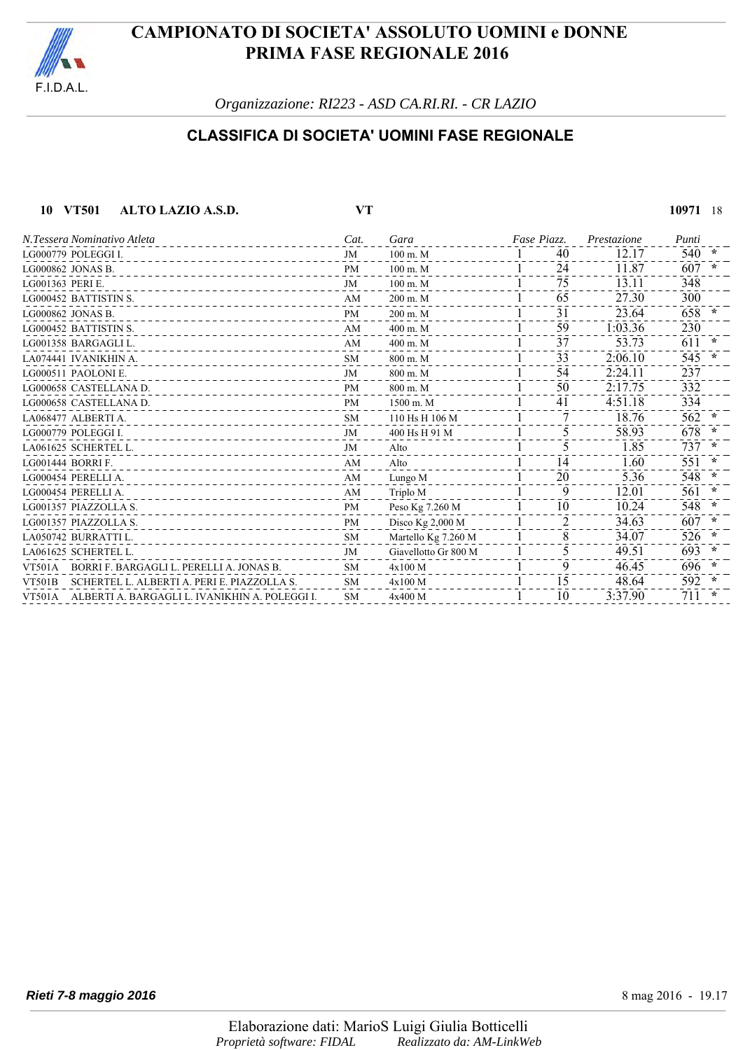# CAMPIONATO DI SOCIETA' ASSOLUTO UOMINI e DONNE
# PRIMA FASE REGIONALE 2016

*Organizzazione: RI223 - ASD CA.RI.RI. - CR LAZIO*

## CLASSIFICA DI SOCIETA' UOMINI FASE REGIONALE

**10 VT501 ALTO LAZIO A.S.D.** **VT** **10971** 18

| N.Tessera | Nominativo Atleta | Cat. | Gara | Fase | Piazz. | Prestazione | Punti | |
|---|---|---|---|---|---|---|---|---|
| LG000779 | POLEGGI I. | JM | 100 m. M | 1 | 40 | 12.17 | 540 | * |
| LG000862 | JONAS B. | PM | 100 m. M | 1 | 24 | 11.87 | 607 | * |
| LG001363 | PERI E. | JM | 100 m. M | 1 | 75 | 13.11 | 348 | |
| LG000452 | BATTISTIN S. | AM | 200 m. M | 1 | 65 | 27.30 | 300 | |
| LG000862 | JONAS B. | PM | 200 m. M | 1 | 31 | 23.64 | 658 | * |
| LG000452 | BATTISTIN S. | AM | 400 m. M | 1 | 59 | 1:03.36 | 230 | |
| LG001358 | BARGAGLI L. | AM | 400 m. M | 1 | 37 | 53.73 | 611 | * |
| LA074441 | IVANIKHIN A. | SM | 800 m. M | 1 | 33 | 2:06.10 | 545 | * |
| LG000511 | PAOLONI E. | JM | 800 m. M | 1 | 54 | 2:24.11 | 237 | |
| LG000658 | CASTELLANA D. | PM | 800 m. M | 1 | 50 | 2:17.75 | 332 | |
| LG000658 | CASTELLANA D. | PM | 1500 m. M | 1 | 41 | 4:51.18 | 334 | |
| LA068477 | ALBERTI A. | SM | 110 Hs H 106 M | 1 | 7 | 18.76 | 562 | * |
| LG000779 | POLEGGI I. | JM | 400 Hs H 91 M | 1 | 5 | 58.93 | 678 | * |
| LA061625 | SCHERTEL L. | JM | Alto | 1 | 5 | 1.85 | 737 | * |
| LG001444 | BORRI F. | AM | Alto | 1 | 14 | 1.60 | 551 | * |
| LG000454 | PERELLI A. | AM | Lungo M | 1 | 20 | 5.36 | 548 | * |
| LG000454 | PERELLI A. | AM | Triplo M | 1 | 9 | 12.01 | 561 | * |
| LG001357 | PIAZZOLLA S. | PM | Peso Kg 7.260 M | 1 | 10 | 10.24 | 548 | * |
| LG001357 | PIAZZOLLA S. | PM | Disco Kg 2,000 M | 1 | 2 | 34.63 | 607 | * |
| LA050742 | BURRATTI L. | SM | Martello Kg 7.260 M | 1 | 8 | 34.07 | 526 | * |
| LA061625 | SCHERTEL L. | JM | Giavellotto Gr 800 M | 1 | 5 | 49.51 | 693 | * |
| VT501A | BORRI F. BARGAGLI L. PERELLI A. JONAS B. | SM | 4x100 M | 1 | 9 | 46.45 | 696 | * |
| VT501B | SCHERTEL L. ALBERTI A. PERI E. PIAZZOLLA S. | SM | 4x100 M | 1 | 15 | 48.64 | 592 | * |
| VT501A | ALBERTI A. BARGAGLI L. IVANIKHIN A. POLEGGI I. | SM | 4x400 M | 1 | 10 | 3:37.90 | 711 | * |

***Rieti 7-8 maggio 2016*** 8 mag 2016 - 19.17

Elaborazione dati: MarioS Luigi Giulia Botticelli
*Proprietà software: FIDAL* *Realizzato da: AM-LinkWeb*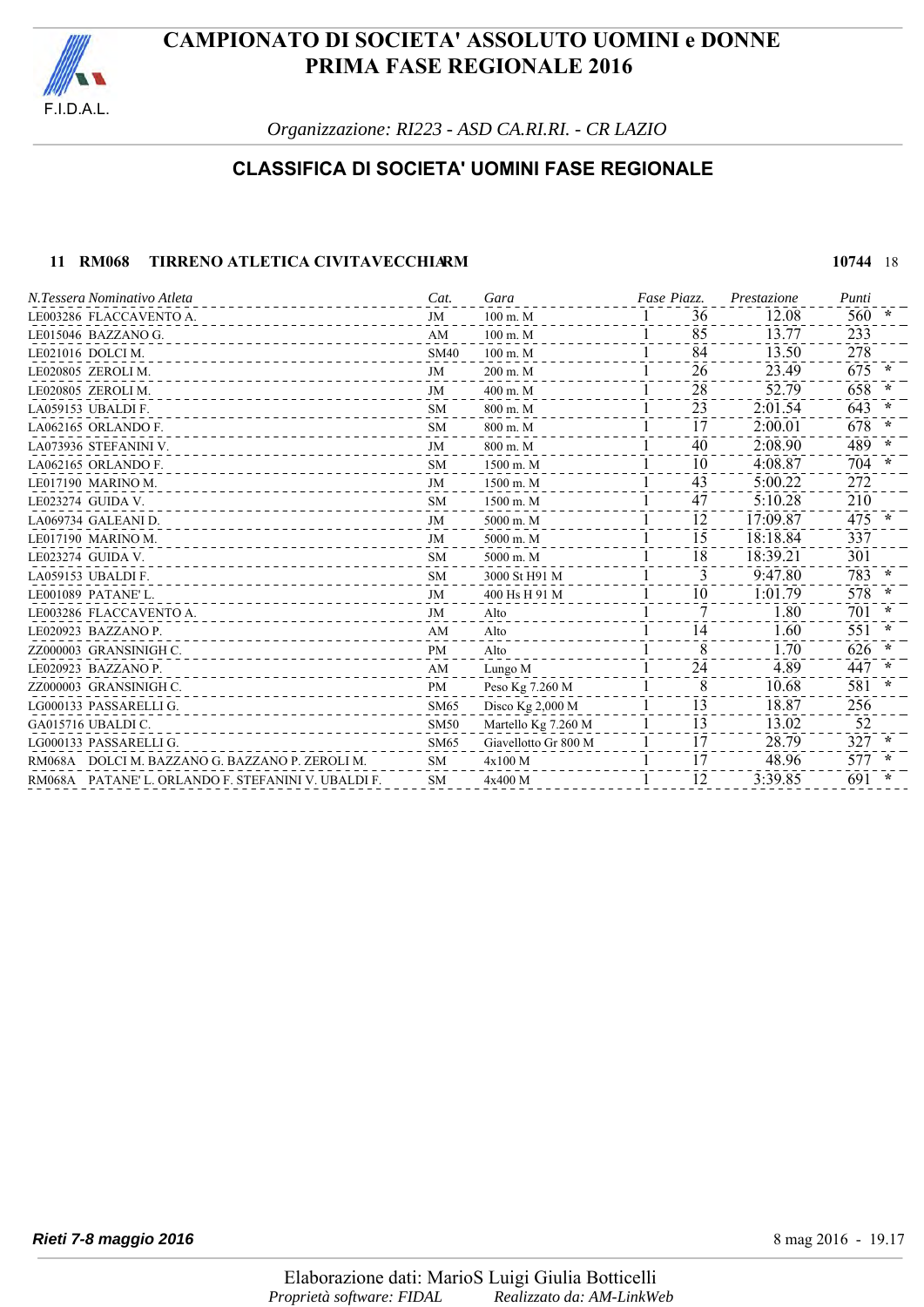# CAMPIONATO DI SOCIETA' ASSOLUTO UOMINI e DONNE
# PRIMA FASE REGIONALE 2016

*Organizzazione: RI223 - ASD CA.RI.RI. - CR LAZIO*

## CLASSIFICA DI SOCIETA' UOMINI FASE REGIONALE

**11 RM068 TIRRENO ATLETICA CIVITAVECCHIARM** **10744** 18

| N.Tessera Nominativo Atleta | Cat. | Gara | Fase | Piazz. | Prestazione | Punti | |
|---|---|---|---|---|---|---|---|
| LE003286 FLACCAVENTO A. | JM | 100 m. M | 1 | 36 | 12.08 | 560 | * |
| LE015046 BAZZANO G. | AM | 100 m. M | 1 | 85 | 13.77 | 233 | |
| LE021016 DOLCI M. | SM40 | 100 m. M | 1 | 84 | 13.50 | 278 | |
| LE020805 ZEROLI M. | JM | 200 m. M | 1 | 26 | 23.49 | 675 | * |
| LE020805 ZEROLI M. | JM | 400 m. M | 1 | 28 | 52.79 | 658 | * |
| LA059153 UBALDI F. | SM | 800 m. M | 1 | 23 | 2:01.54 | 643 | * |
| LA062165 ORLANDO F. | SM | 800 m. M | 1 | 17 | 2:00.01 | 678 | * |
| LA073936 STEFANINI V. | JM | 800 m. M | 1 | 40 | 2:08.90 | 489 | * |
| LA062165 ORLANDO F. | SM | 1500 m. M | 1 | 10 | 4:08.87 | 704 | * |
| LE017190 MARINO M. | JM | 1500 m. M | 1 | 43 | 5:00.22 | 272 | |
| LE023274 GUIDA V. | SM | 1500 m. M | 1 | 47 | 5:10.28 | 210 | |
| LA069734 GALEANI D. | JM | 5000 m. M | 1 | 12 | 17:09.87 | 475 | * |
| LE017190 MARINO M. | JM | 5000 m. M | 1 | 15 | 18:18.84 | 337 | |
| LE023274 GUIDA V. | SM | 5000 m. M | 1 | 18 | 18:39.21 | 301 | |
| LA059153 UBALDI F. | SM | 3000 St H91 M | 1 | 3 | 9:47.80 | 783 | * |
| LE001089 PATANE' L. | JM | 400 Hs H 91 M | 1 | 10 | 1:01.79 | 578 | * |
| LE003286 FLACCAVENTO A. | JM | Alto | 1 | 7 | 1.80 | 701 | * |
| LE020923 BAZZANO P. | AM | Alto | 1 | 14 | 1.60 | 551 | * |
| ZZ000003 GRANSINIGH C. | PM | Alto | 1 | 8 | 1.70 | 626 | * |
| LE020923 BAZZANO P. | AM | Lungo M | 1 | 24 | 4.89 | 447 | * |
| ZZ000003 GRANSINIGH C. | PM | Peso Kg 7.260 M | 1 | 8 | 10.68 | 581 | * |
| LG000133 PASSARELLI G. | SM65 | Disco Kg 2,000 M | 1 | 13 | 18.87 | 256 | |
| GA015716 UBALDI C. | SM50 | Martello Kg 7.260 M | 1 | 13 | 13.02 | 52 | |
| LG000133 PASSARELLI G. | SM65 | Giavellotto Gr 800 M | 1 | 17 | 28.79 | 327 | * |
| RM068A DOLCI M. BAZZANO G. BAZZANO P. ZEROLI M. | SM | 4x100 M | 1 | 17 | 48.96 | 577 | * |
| RM068A PATANE' L. ORLANDO F. STEFANINI V. UBALDI F. | SM | 4x400 M | 1 | 12 | 3:39.85 | 691 | * |

**Rieti 7-8 maggio 2016** 8 mag 2016 - 19.17

Elaborazione dati: MarioS Luigi Giulia Botticelli
*Proprietà software: FIDAL* *Realizzato da: AM-LinkWeb*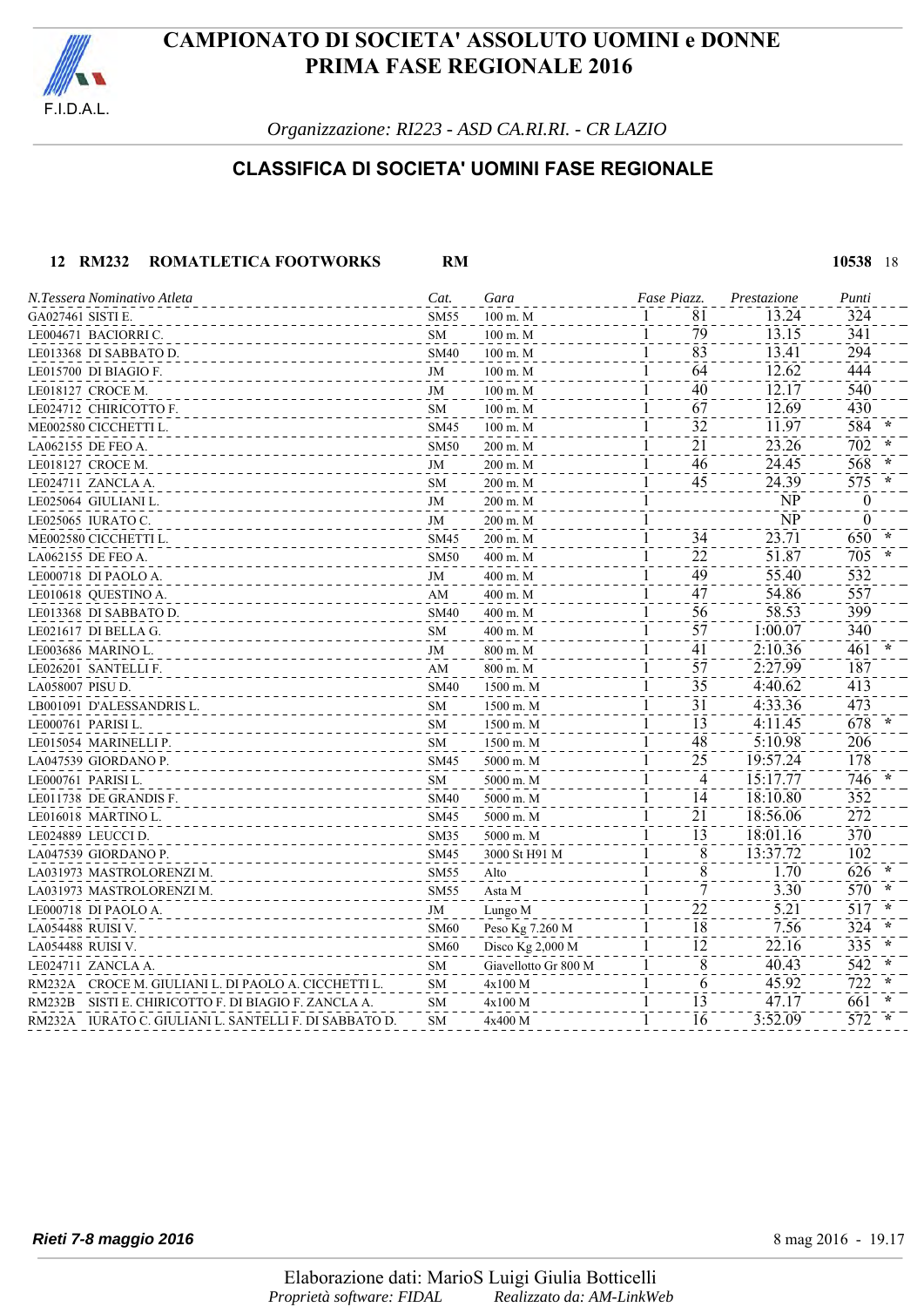# CAMPIONATO DI SOCIETA' ASSOLUTO UOMINI e DONNE
# PRIMA FASE REGIONALE 2016

*Organizzazione: RI223 - ASD CA.RI.RI. - CR LAZIO*

## CLASSIFICA DI SOCIETA' UOMINI FASE REGIONALE

**12 RM232 ROMATLETICA FOOTWORKS RM** **10538** 18

| N.Tessera | Nominativo Atleta | Cat. | Gara | Fase | Piazz. | Prestazione | Punti | |
|---|---|---|---|---|---|---|---|---|
| GA027461 | SISTI E. | SM55 | 100 m. M | 1 | 81 | 13.24 | 324 | |
| LE004671 | BACIORRI C. | SM | 100 m. M | 1 | 79 | 13.15 | 341 | |
| LE013368 | DI SABBATO D. | SM40 | 100 m. M | 1 | 83 | 13.41 | 294 | |
| LE015700 | DI BIAGIO F. | JM | 100 m. M | 1 | 64 | 12.62 | 444 | |
| LE018127 | CROCE M. | JM | 100 m. M | 1 | 40 | 12.17 | 540 | |
| LE024712 | CHIRICOTTO F. | SM | 100 m. M | 1 | 67 | 12.69 | 430 | |
| ME002580 | CICCHETTI L. | SM45 | 100 m. M | 1 | 32 | 11.97 | 584 | * |
| LA062155 | DE FEO A. | SM50 | 200 m. M | 1 | 21 | 23.26 | 702 | * |
| LE018127 | CROCE M. | JM | 200 m. M | 1 | 46 | 24.45 | 568 | * |
| LE024711 | ZANCLA A. | SM | 200 m. M | 1 | 45 | 24.39 | 575 | * |
| LE025064 | GIULIANI L. | JM | 200 m. M | 1 | | NP | 0 | |
| LE025065 | IURATO C. | JM | 200 m. M | 1 | | NP | 0 | |
| ME002580 | CICCHETTI L. | SM45 | 200 m. M | 1 | 34 | 23.71 | 650 | * |
| LA062155 | DE FEO A. | SM50 | 400 m. M | 1 | 22 | 51.87 | 705 | * |
| LE000718 | DI PAOLO A. | JM | 400 m. M | 1 | 49 | 55.40 | 532 | |
| LE010618 | QUESTINO A. | AM | 400 m. M | 1 | 47 | 54.86 | 557 | |
| LE013368 | DI SABBATO D. | SM40 | 400 m. M | 1 | 56 | 58.53 | 399 | |
| LE021617 | DI BELLA G. | SM | 400 m. M | 1 | 57 | 1:00.07 | 340 | |
| LE003686 | MARINO L. | JM | 800 m. M | 1 | 41 | 2:10.36 | 461 | * |
| LE026201 | SANTELLI F. | AM | 800 m. M | 1 | 57 | 2:27.99 | 187 | |
| LA058007 | PISU D. | SM40 | 1500 m. M | 1 | 35 | 4:40.62 | 413 | |
| LB001091 | D'ALESSANDRIS L. | SM | 1500 m. M | 1 | 31 | 4:33.36 | 473 | |
| LE000761 | PARISI L. | SM | 1500 m. M | 1 | 13 | 4:11.45 | 678 | * |
| LE015054 | MARINELLI P. | SM | 1500 m. M | 1 | 48 | 5:10.98 | 206 | |
| LA047539 | GIORDANO P. | SM45 | 5000 m. M | 1 | 25 | 19:57.24 | 178 | |
| LE000761 | PARISI L. | SM | 5000 m. M | 1 | 4 | 15:17.77 | 746 | * |
| LE011738 | DE GRANDIS F. | SM40 | 5000 m. M | 1 | 14 | 18:10.80 | 352 | |
| LE016018 | MARTINO L. | SM45 | 5000 m. M | 1 | 21 | 18:56.06 | 272 | |
| LE024889 | LEUCCI D. | SM35 | 5000 m. M | 1 | 13 | 18:01.16 | 370 | |
| LA047539 | GIORDANO P. | SM45 | 3000 St H91 M | 1 | 8 | 13:37.72 | 102 | |
| LA031973 | MASTROLORENZI M. | SM55 | Alto | 1 | 8 | 1.70 | 626 | * |
| LA031973 | MASTROLORENZI M. | SM55 | Asta M | 1 | 7 | 3.30 | 570 | * |
| LE000718 | DI PAOLO A. | JM | Lungo M | 1 | 22 | 5.21 | 517 | * |
| LA054488 | RUISI V. | SM60 | Peso Kg 7.260 M | 1 | 18 | 7.56 | 324 | * |
| LA054488 | RUISI V. | SM60 | Disco Kg 2,000 M | 1 | 12 | 22.16 | 335 | * |
| LE024711 | ZANCLA A. | SM | Giavellotto Gr 800 M | 1 | 8 | 40.43 | 542 | * |
| RM232A | CROCE M. GIULIANI L. DI PAOLO A. CICCHETTI L. | SM | 4x100 M | 1 | 6 | 45.92 | 722 | * |
| RM232B | SISTI E. CHIRICOTTO F. DI BIAGIO F. ZANCLA A. | SM | 4x100 M | 1 | 13 | 47.17 | 661 | * |
| RM232A | IURATO C. GIULIANI L. SANTELLI F. DI SABBATO D. | SM | 4x400 M | 1 | 16 | 3:52.09 | 572 | * |

***Rieti 7-8 maggio 2016*** 8 mag 2016 - 19.17

Elaborazione dati: MarioS Luigi Giulia Botticelli
*Proprietà software: FIDAL* *Realizzato da: AM-LinkWeb*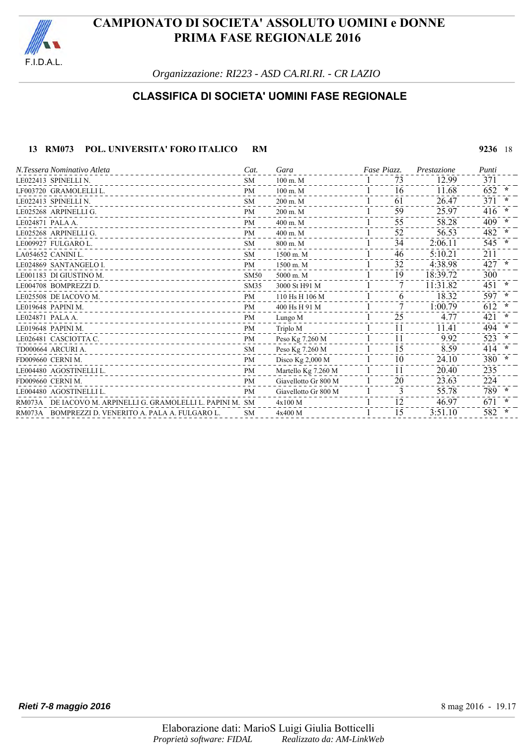# CAMPIONATO DI SOCIETA' ASSOLUTO UOMINI e DONNE
# PRIMA FASE REGIONALE 2016

*Organizzazione: RI223 - ASD CA.RI.RI. - CR LAZIO*

## CLASSIFICA DI SOCIETA' UOMINI FASE REGIONALE

**13 RM073 POL. UNIVERSITA' FORO ITALICO RM** **9236** 18

| *N.Tessera Nominativo Atleta* | *Cat.* | *Gara* | *Fase* | *Piazz.* | *Prestazione* | *Punti* | |
|---|---|---|---|---|---|---|---|
| LE022413 SPINELLI N. | SM | 100 m. M | 1 | 73 | 12.99 | 371 | |
| LF003720 GRAMOLELLI L. | PM | 100 m. M | 1 | 16 | 11.68 | 652 | * |
| LE022413 SPINELLI N. | SM | 200 m. M | 1 | 61 | 26.47 | 371 | * |
| LE025268 ARPINELLI G. | PM | 200 m. M | 1 | 59 | 25.97 | 416 | * |
| LE024871 PALA A. | PM | 400 m. M | 1 | 55 | 58.28 | 409 | * |
| LE025268 ARPINELLI G. | PM | 400 m. M | 1 | 52 | 56.53 | 482 | * |
| LE009927 FULGARO L. | SM | 800 m. M | 1 | 34 | 2:06.11 | 545 | * |
| LA054652 CANINI L. | SM | 1500 m. M | 1 | 46 | 5:10.21 | 211 | |
| LE024869 SANTANGELO I. | PM | 1500 m. M | 1 | 32 | 4:38.98 | 427 | * |
| LE001183 DI GIUSTINO M. | SM50 | 5000 m. M | 1 | 19 | 18:39.72 | 300 | |
| LE004708 BOMPREZZI D. | SM35 | 3000 St H91 M | 1 | 7 | 11:31.82 | 451 | * |
| LE025508 DE IACOVO M. | PM | 110 Hs H 106 M | 1 | 6 | 18.32 | 597 | * |
| LE019648 PAPINI M. | PM | 400 Hs H 91 M | 1 | 7 | 1:00.79 | 612 | * |
| LE024871 PALA A. | PM | Lungo M | 1 | 25 | 4.77 | 421 | * |
| LE019648 PAPINI M. | PM | Triplo M | 1 | 11 | 11.41 | 494 | * |
| LE026481 CASCIOTTA C. | PM | Peso Kg 7.260 M | 1 | 11 | 9.92 | 523 | * |
| TD000664 ARCURI A. | SM | Peso Kg 7.260 M | 1 | 15 | 8.59 | 414 | * |
| FD009660 CERNI M. | PM | Disco Kg 2,000 M | 1 | 10 | 24.10 | 380 | * |
| LE004480 AGOSTINELLI L. | PM | Martello Kg 7.260 M | 1 | 11 | 20.40 | 235 | |
| FD009660 CERNI M. | PM | Giavellotto Gr 800 M | 1 | 20 | 23.63 | 224 | |
| LE004480 AGOSTINELLI L. | PM | Giavellotto Gr 800 M | 1 | 3 | 55.78 | 789 | * |
| RM073A DE IACOVO M. ARPINELLI G. GRAMOLELLI L. PAPINI M. | SM | 4x100 M | 1 | 12 | 46.97 | 671 | * |
| RM073A BOMPREZZI D. VENERITO A. PALA A. FULGARO L. | SM | 4x400 M | 1 | 15 | 3:51.10 | 582 | * |

***Rieti 7-8 maggio 2016*** 8 mag 2016 - 19.17

Elaborazione dati: MarioS Luigi Giulia Botticelli
*Proprietà software: FIDAL* *Realizzato da: AM-LinkWeb*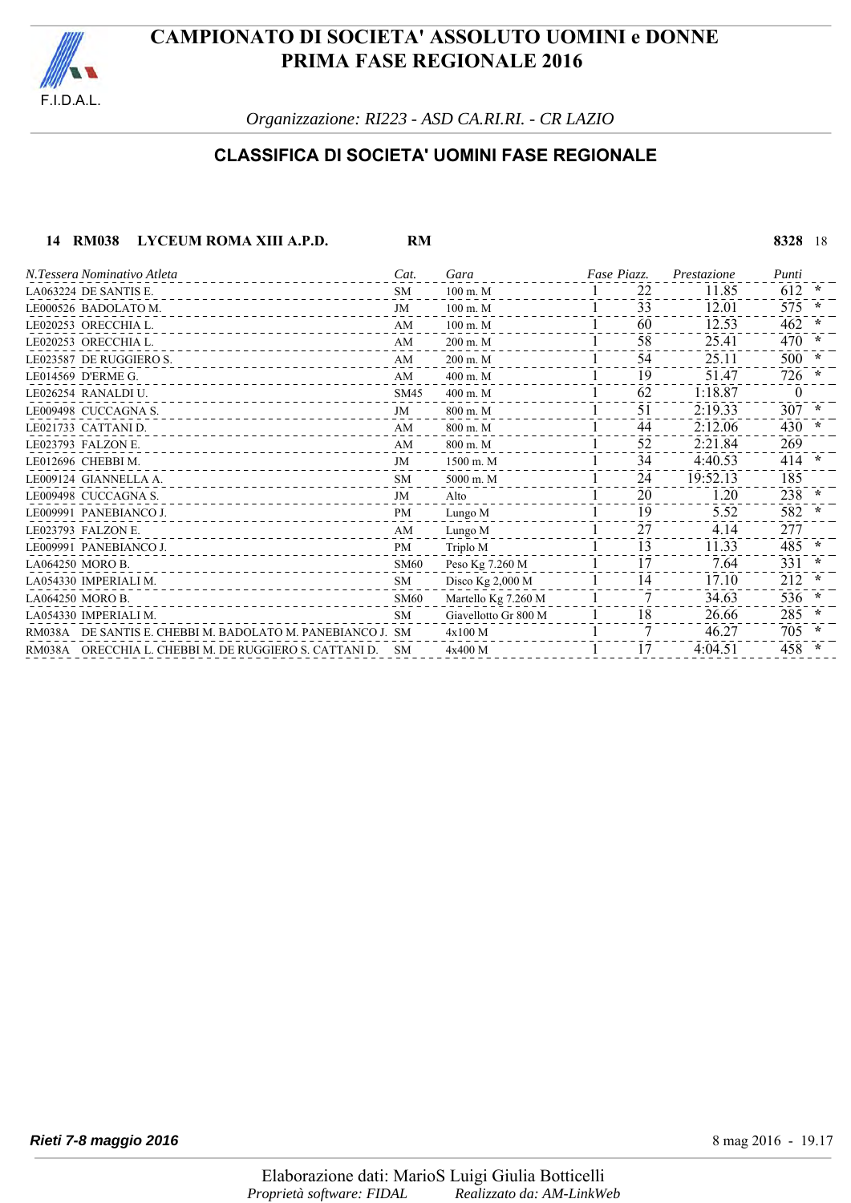# CAMPIONATO DI SOCIETA' ASSOLUTO UOMINI e DONNE
# PRIMA FASE REGIONALE 2016

*Organizzazione: RI223 - ASD CA.RI.RI. - CR LAZIO*

## CLASSIFICA DI SOCIETA' UOMINI FASE REGIONALE

**14 RM038 LYCEUM ROMA XIII A.P.D. RM** **8328** 18

| N.Tessera Nominativo Atleta | Cat. | Gara | Fase | Piazz. | Prestazione | Punti | |
|---|---|---|---|---|---|---|---|
| LA063224 DE SANTIS E. | SM | 100 m. M | 1 | 22 | 11.85 | 612 | * |
| LE000526 BADOLATO M. | JM | 100 m. M | 1 | 33 | 12.01 | 575 | * |
| LE020253 ORECCHIA L. | AM | 100 m. M | 1 | 60 | 12.53 | 462 | * |
| LE020253 ORECCHIA L. | AM | 200 m. M | 1 | 58 | 25.41 | 470 | * |
| LE023587 DE RUGGIERO S. | AM | 200 m. M | 1 | 54 | 25.11 | 500 | * |
| LE014569 D'ERME G. | AM | 400 m. M | 1 | 19 | 51.47 | 726 | * |
| LE026254 RANALDI U. | SM45 | 400 m. M | 1 | 62 | 1:18.87 | 0 | |
| LE009498 CUCCAGNA S. | JM | 800 m. M | 1 | 51 | 2:19.33 | 307 | * |
| LE021733 CATTANI D. | AM | 800 m. M | 1 | 44 | 2:12.06 | 430 | * |
| LE023793 FALZON E. | AM | 800 m. M | 1 | 52 | 2:21.84 | 269 | |
| LE012696 CHEBBI M. | JM | 1500 m. M | 1 | 34 | 4:40.53 | 414 | * |
| LE009124 GIANNELLA A. | SM | 5000 m. M | 1 | 24 | 19:52.13 | 185 | |
| LE009498 CUCCAGNA S. | JM | Alto | 1 | 20 | 1.20 | 238 | * |
| LE009991 PANEBIANCO J. | PM | Lungo M | 1 | 19 | 5.52 | 582 | * |
| LE023793 FALZON E. | AM | Lungo M | 1 | 27 | 4.14 | 277 | |
| LE009991 PANEBIANCO J. | PM | Triplo M | 1 | 13 | 11.33 | 485 | * |
| LA064250 MORO B. | SM60 | Peso Kg 7.260 M | 1 | 17 | 7.64 | 331 | * |
| LA054330 IMPERIALI M. | SM | Disco Kg 2,000 M | 1 | 14 | 17.10 | 212 | * |
| LA064250 MORO B. | SM60 | Martello Kg 7.260 M | 1 | 7 | 34.63 | 536 | * |
| LA054330 IMPERIALI M. | SM | Giavellotto Gr 800 M | 1 | 18 | 26.66 | 285 | * |
| RM038A DE SANTIS E. CHEBBI M. BADOLATO M. PANEBIANCO J. | SM | 4x100 M | 1 | 7 | 46.27 | 705 | * |
| RM038A ORECCHIA L. CHEBBI M. DE RUGGIERO S. CATTANI D. | SM | 4x400 M | 1 | 17 | 4:04.51 | 458 | * |

*Rieti 7-8 maggio 2016* 8 mag 2016 - 19.17

Elaborazione dati: MarioS Luigi Giulia Botticelli
*Proprietà software: FIDAL* *Realizzato da: AM-LinkWeb*